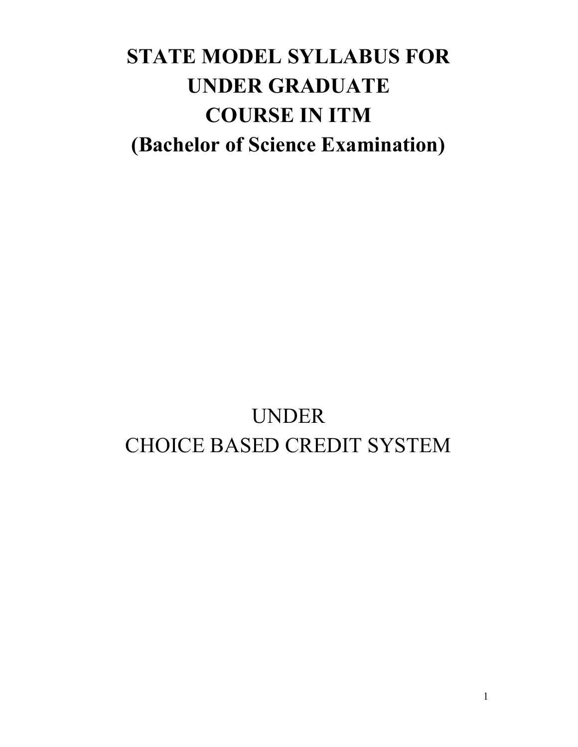# STATE MODEL SYLLABUS FOR UNDER GRADUATE COURSE IN ITM (Bachelor of Science Examination)

UNDER
CHOICE BASED CREDIT SYSTEM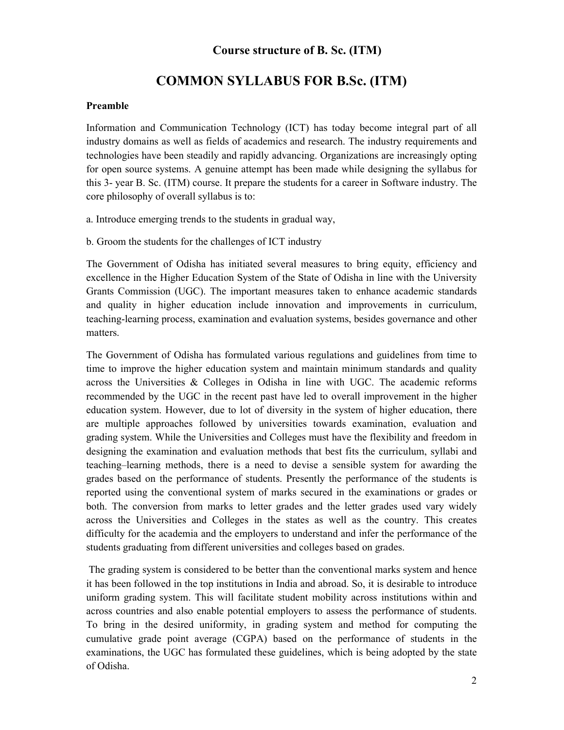## Course structure of B. Sc. (ITM)

# COMMON SYLLABUS FOR B.Sc. (ITM)

**Preamble**

Information and Communication Technology (ICT) has today become integral part of all industry domains as well as fields of academics and research. The industry requirements and technologies have been steadily and rapidly advancing. Organizations are increasingly opting for open source systems. A genuine attempt has been made while designing the syllabus for this 3- year B. Sc. (ITM) course. It prepare the students for a career in Software industry. The core philosophy of overall syllabus is to:

a. Introduce emerging trends to the students in gradual way,

b. Groom the students for the challenges of ICT industry

The Government of Odisha has initiated several measures to bring equity, efficiency and excellence in the Higher Education System of the State of Odisha in line with the University Grants Commission (UGC). The important measures taken to enhance academic standards and quality in higher education include innovation and improvements in curriculum, teaching-learning process, examination and evaluation systems, besides governance and other matters.

The Government of Odisha has formulated various regulations and guidelines from time to time to improve the higher education system and maintain minimum standards and quality across the Universities & Colleges in Odisha in line with UGC. The academic reforms recommended by the UGC in the recent past have led to overall improvement in the higher education system. However, due to lot of diversity in the system of higher education, there are multiple approaches followed by universities towards examination, evaluation and grading system. While the Universities and Colleges must have the flexibility and freedom in designing the examination and evaluation methods that best fits the curriculum, syllabi and teaching–learning methods, there is a need to devise a sensible system for awarding the grades based on the performance of students. Presently the performance of the students is reported using the conventional system of marks secured in the examinations or grades or both. The conversion from marks to letter grades and the letter grades used vary widely across the Universities and Colleges in the states as well as the country. This creates difficulty for the academia and the employers to understand and infer the performance of the students graduating from different universities and colleges based on grades.

The grading system is considered to be better than the conventional marks system and hence it has been followed in the top institutions in India and abroad. So, it is desirable to introduce uniform grading system. This will facilitate student mobility across institutions within and across countries and also enable potential employers to assess the performance of students. To bring in the desired uniformity, in grading system and method for computing the cumulative grade point average (CGPA) based on the performance of students in the examinations, the UGC has formulated these guidelines, which is being adopted by the state of Odisha.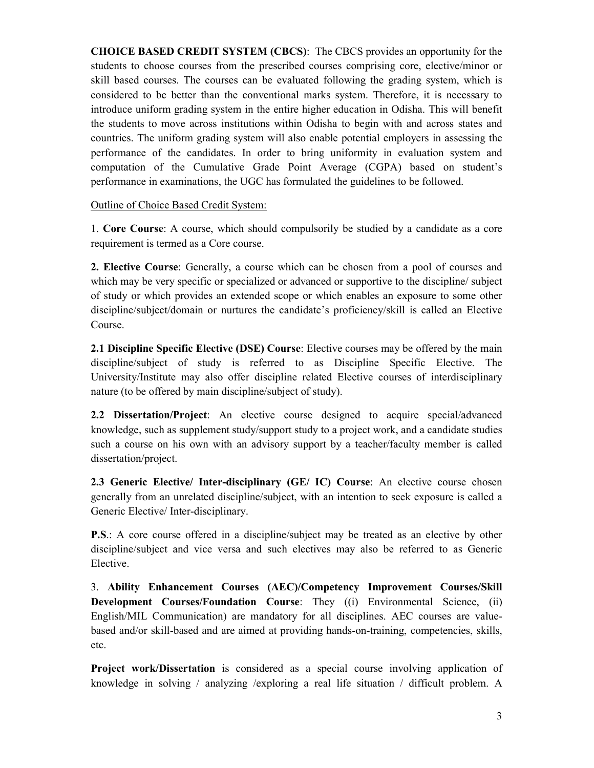**CHOICE BASED CREDIT SYSTEM (CBCS)**: The CBCS provides an opportunity for the students to choose courses from the prescribed courses comprising core, elective/minor or skill based courses. The courses can be evaluated following the grading system, which is considered to be better than the conventional marks system. Therefore, it is necessary to introduce uniform grading system in the entire higher education in Odisha. This will benefit the students to move across institutions within Odisha to begin with and across states and countries. The uniform grading system will also enable potential employers in assessing the performance of the candidates. In order to bring uniformity in evaluation system and computation of the Cumulative Grade Point Average (CGPA) based on student's performance in examinations, the UGC has formulated the guidelines to be followed.

Outline of Choice Based Credit System:

1. **Core Course**: A course, which should compulsorily be studied by a candidate as a core requirement is termed as a Core course.

**2. Elective Course**: Generally, a course which can be chosen from a pool of courses and which may be very specific or specialized or advanced or supportive to the discipline/ subject of study or which provides an extended scope or which enables an exposure to some other discipline/subject/domain or nurtures the candidate's proficiency/skill is called an Elective Course.

**2.1 Discipline Specific Elective (DSE) Course**: Elective courses may be offered by the main discipline/subject of study is referred to as Discipline Specific Elective. The University/Institute may also offer discipline related Elective courses of interdisciplinary nature (to be offered by main discipline/subject of study).

**2.2 Dissertation/Project**: An elective course designed to acquire special/advanced knowledge, such as supplement study/support study to a project work, and a candidate studies such a course on his own with an advisory support by a teacher/faculty member is called dissertation/project.

**2.3 Generic Elective/ Inter-disciplinary (GE/ IC) Course**: An elective course chosen generally from an unrelated discipline/subject, with an intention to seek exposure is called a Generic Elective/ Inter-disciplinary.

**P.S.**: A core course offered in a discipline/subject may be treated as an elective by other discipline/subject and vice versa and such electives may also be referred to as Generic Elective.

3. **Ability Enhancement Courses (AEC)/Competency Improvement Courses/Skill Development Courses/Foundation Course**: They ((i) Environmental Science, (ii) English/MIL Communication) are mandatory for all disciplines. AEC courses are value-based and/or skill-based and are aimed at providing hands-on-training, competencies, skills, etc.

**Project work/Dissertation** is considered as a special course involving application of knowledge in solving / analyzing /exploring a real life situation / difficult problem. A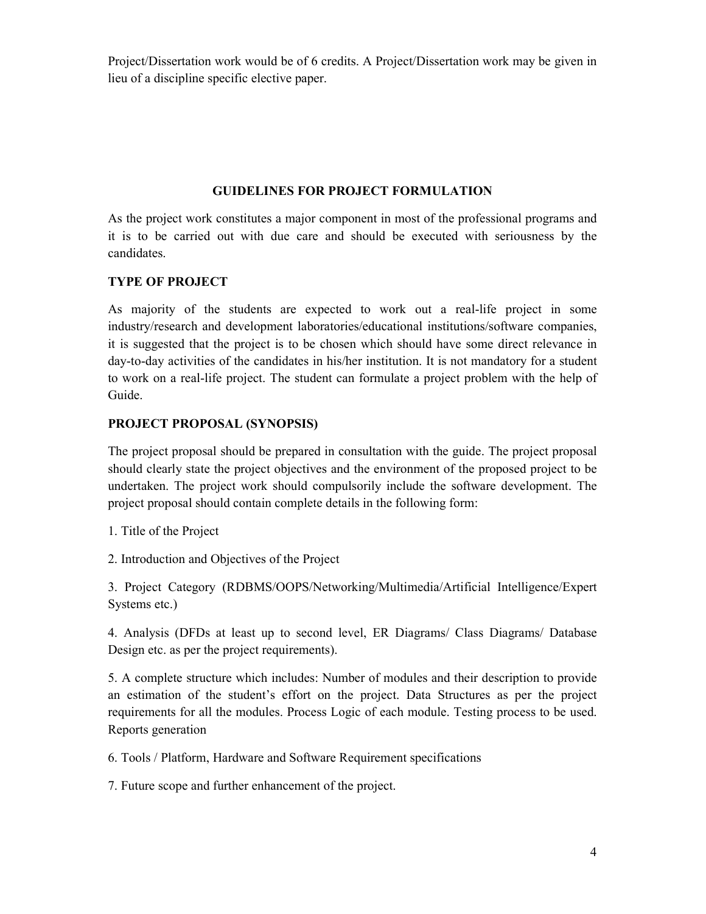Project/Dissertation work would be of 6 credits. A Project/Dissertation work may be given in lieu of a discipline specific elective paper.

## GUIDELINES FOR PROJECT FORMULATION

As the project work constitutes a major component in most of the professional programs and it is to be carried out with due care and should be executed with seriousness by the candidates.

### TYPE OF PROJECT

As majority of the students are expected to work out a real-life project in some industry/research and development laboratories/educational institutions/software companies, it is suggested that the project is to be chosen which should have some direct relevance in day-to-day activities of the candidates in his/her institution. It is not mandatory for a student to work on a real-life project. The student can formulate a project problem with the help of Guide.

### PROJECT PROPOSAL (SYNOPSIS)

The project proposal should be prepared in consultation with the guide. The project proposal should clearly state the project objectives and the environment of the proposed project to be undertaken. The project work should compulsorily include the software development. The project proposal should contain complete details in the following form:

1. Title of the Project

2. Introduction and Objectives of the Project

3. Project Category (RDBMS/OOPS/Networking/Multimedia/Artificial Intelligence/Expert Systems etc.)

4. Analysis (DFDs at least up to second level, ER Diagrams/ Class Diagrams/ Database Design etc. as per the project requirements).

5. A complete structure which includes: Number of modules and their description to provide an estimation of the student's effort on the project. Data Structures as per the project requirements for all the modules. Process Logic of each module. Testing process to be used. Reports generation

6. Tools / Platform, Hardware and Software Requirement specifications

7. Future scope and further enhancement of the project.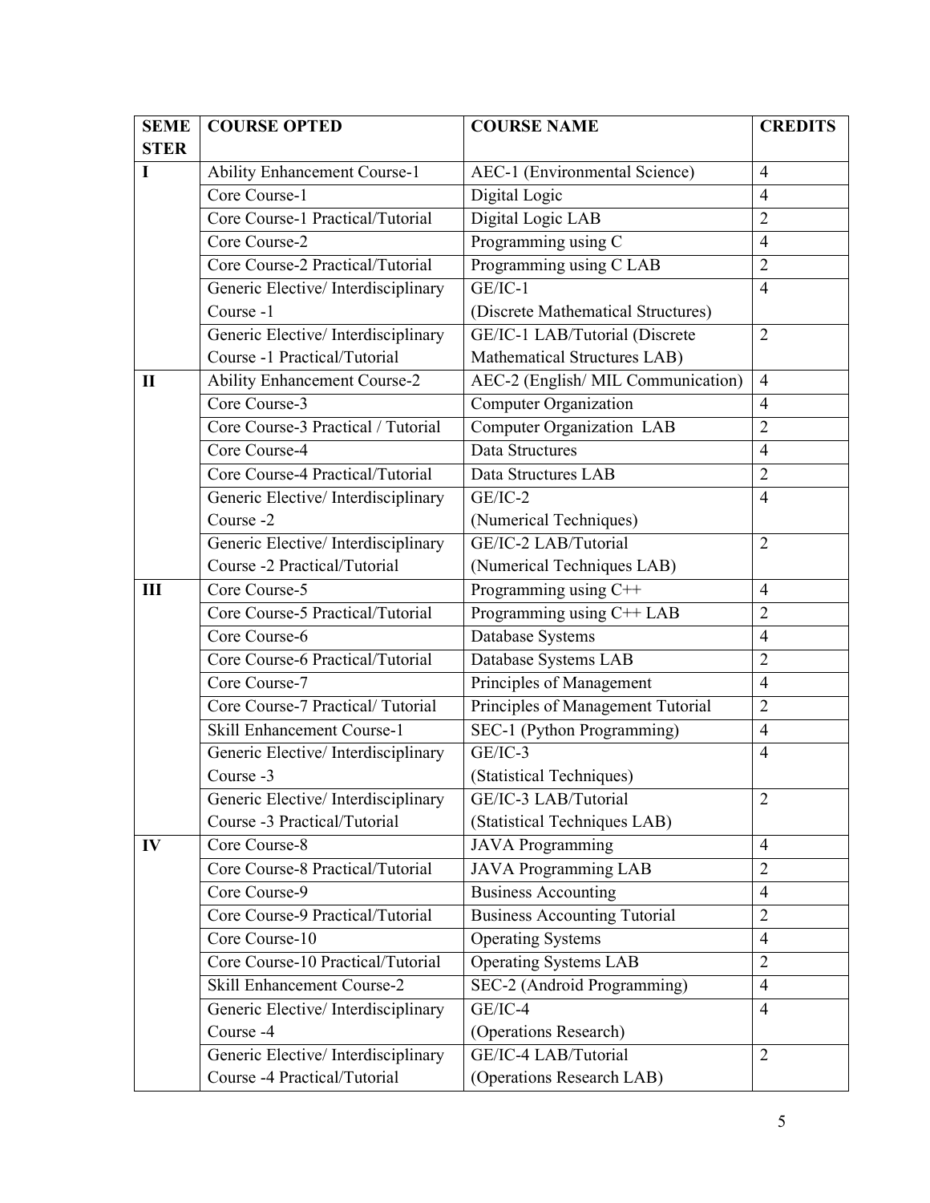| SEMESTER | COURSE OPTED | COURSE NAME | CREDITS |
|---|---|---|---|
| I | Ability Enhancement Course-1 | AEC-1 (Environmental Science) | 4 |
| | Core Course-1 | Digital Logic | 4 |
| | Core Course-1 Practical/Tutorial | Digital Logic LAB | 2 |
| | Core Course-2 | Programming using C | 4 |
| | Core Course-2 Practical/Tutorial | Programming using C LAB | 2 |
| | Generic Elective/ Interdisciplinary Course -1 | GE/IC-1 (Discrete Mathematical Structures) | 4 |
| | Generic Elective/ Interdisciplinary Course -1 Practical/Tutorial | GE/IC-1 LAB/Tutorial (Discrete Mathematical Structures LAB) | 2 |
| II | Ability Enhancement Course-2 | AEC-2 (English/ MIL Communication) | 4 |
| | Core Course-3 | Computer Organization | 4 |
| | Core Course-3 Practical / Tutorial | Computer Organization LAB | 2 |
| | Core Course-4 | Data Structures | 4 |
| | Core Course-4 Practical/Tutorial | Data Structures LAB | 2 |
| | Generic Elective/ Interdisciplinary Course -2 | GE/IC-2 (Numerical Techniques) | 4 |
| | Generic Elective/ Interdisciplinary Course -2 Practical/Tutorial | GE/IC-2 LAB/Tutorial (Numerical Techniques LAB) | 2 |
| III | Core Course-5 | Programming using C++ | 4 |
| | Core Course-5 Practical/Tutorial | Programming using C++ LAB | 2 |
| | Core Course-6 | Database Systems | 4 |
| | Core Course-6 Practical/Tutorial | Database Systems LAB | 2 |
| | Core Course-7 | Principles of Management | 4 |
| | Core Course-7 Practical/ Tutorial | Principles of Management Tutorial | 2 |
| | Skill Enhancement Course-1 | SEC-1 (Python Programming) | 4 |
| | Generic Elective/ Interdisciplinary Course -3 | GE/IC-3 (Statistical Techniques) | 4 |
| | Generic Elective/ Interdisciplinary Course -3 Practical/Tutorial | GE/IC-3 LAB/Tutorial (Statistical Techniques LAB) | 2 |
| IV | Core Course-8 | JAVA Programming | 4 |
| | Core Course-8 Practical/Tutorial | JAVA Programming LAB | 2 |
| | Core Course-9 | Business Accounting | 4 |
| | Core Course-9 Practical/Tutorial | Business Accounting Tutorial | 2 |
| | Core Course-10 | Operating Systems | 4 |
| | Core Course-10 Practical/Tutorial | Operating Systems LAB | 2 |
| | Skill Enhancement Course-2 | SEC-2 (Android Programming) | 4 |
| | Generic Elective/ Interdisciplinary Course -4 | GE/IC-4 (Operations Research) | 4 |
| | Generic Elective/ Interdisciplinary Course -4 Practical/Tutorial | GE/IC-4 LAB/Tutorial (Operations Research LAB) | 2 |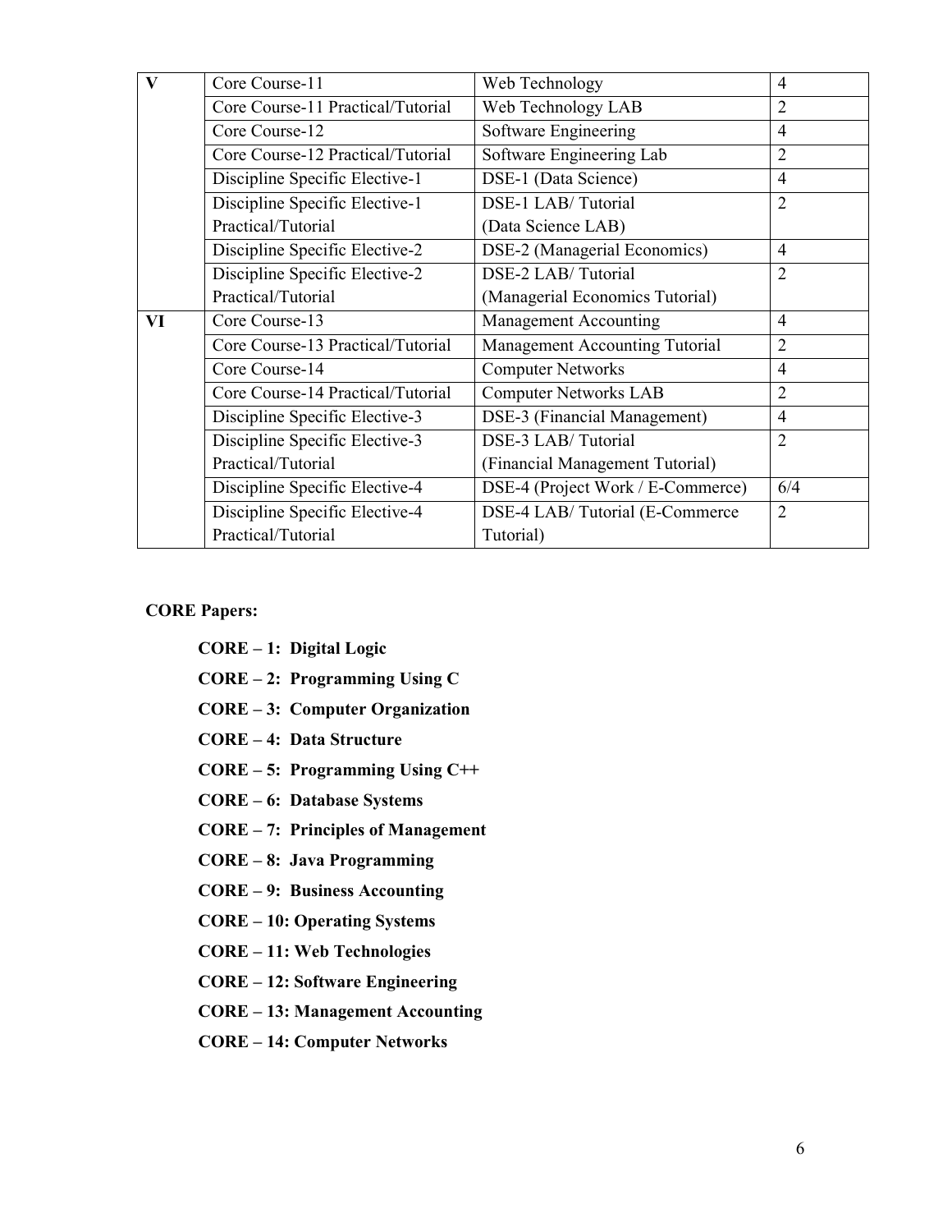| V | Core Course-11 | Web Technology | 4 |
|---|---|---|---|
| | Core Course-11 Practical/Tutorial | Web Technology LAB | 2 |
| | Core Course-12 | Software Engineering | 4 |
| | Core Course-12 Practical/Tutorial | Software Engineering Lab | 2 |
| | Discipline Specific Elective-1 | DSE-1 (Data Science) | 4 |
| | Discipline Specific Elective-1 Practical/Tutorial | DSE-1 LAB/ Tutorial (Data Science LAB) | 2 |
| | Discipline Specific Elective-2 | DSE-2 (Managerial Economics) | 4 |
| | Discipline Specific Elective-2 Practical/Tutorial | DSE-2 LAB/ Tutorial (Managerial Economics Tutorial) | 2 |
| VI | Core Course-13 | Management Accounting | 4 |
| | Core Course-13 Practical/Tutorial | Management Accounting Tutorial | 2 |
| | Core Course-14 | Computer Networks | 4 |
| | Core Course-14 Practical/Tutorial | Computer Networks LAB | 2 |
| | Discipline Specific Elective-3 | DSE-3 (Financial Management) | 4 |
| | Discipline Specific Elective-3 Practical/Tutorial | DSE-3 LAB/ Tutorial (Financial Management Tutorial) | 2 |
| | Discipline Specific Elective-4 | DSE-4 (Project Work / E-Commerce) | 6/4 |
| | Discipline Specific Elective-4 Practical/Tutorial | DSE-4 LAB/ Tutorial (E-Commerce Tutorial) | 2 |

**CORE Papers:**

**CORE – 1: Digital Logic**

**CORE – 2: Programming Using C**

**CORE – 3: Computer Organization**

**CORE – 4: Data Structure**

**CORE – 5: Programming Using C++**

**CORE – 6: Database Systems**

**CORE – 7: Principles of Management**

**CORE – 8: Java Programming**

**CORE – 9: Business Accounting**

**CORE – 10: Operating Systems**

**CORE – 11: Web Technologies**

**CORE – 12: Software Engineering**

**CORE – 13: Management Accounting**

**CORE – 14: Computer Networks**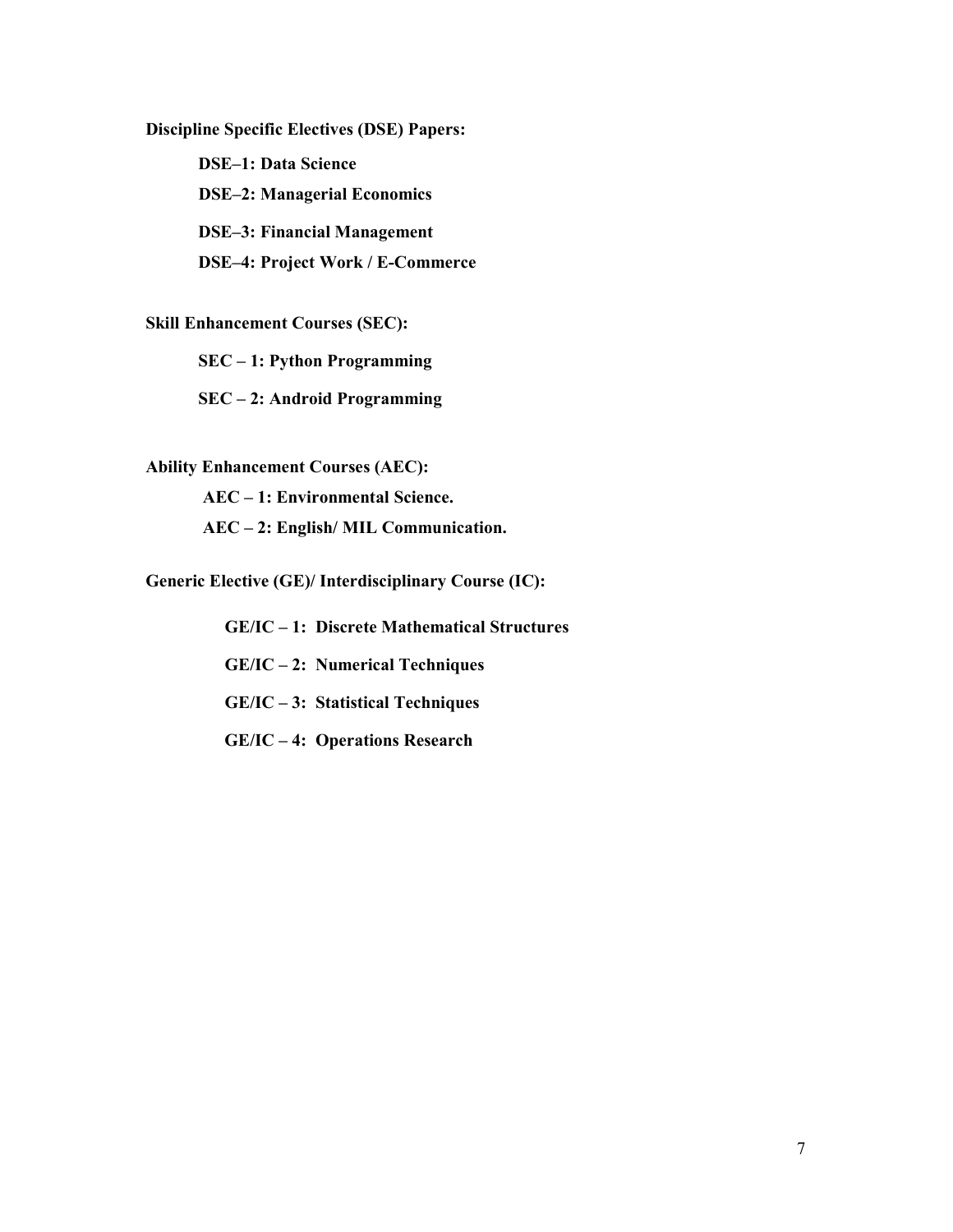**Discipline Specific Electives (DSE) Papers:**

**DSE–1: Data Science**

**DSE–2: Managerial Economics**

**DSE–3: Financial Management**

**DSE–4: Project Work / E-Commerce**

**Skill Enhancement Courses (SEC):**

**SEC – 1: Python Programming**

**SEC – 2: Android Programming**

**Ability Enhancement Courses (AEC):**

**AEC – 1: Environmental Science.**

**AEC – 2: English/ MIL Communication.**

**Generic Elective (GE)/ Interdisciplinary Course (IC):**

**GE/IC – 1: Discrete Mathematical Structures**

**GE/IC – 2: Numerical Techniques**

**GE/IC – 3: Statistical Techniques**

**GE/IC – 4: Operations Research**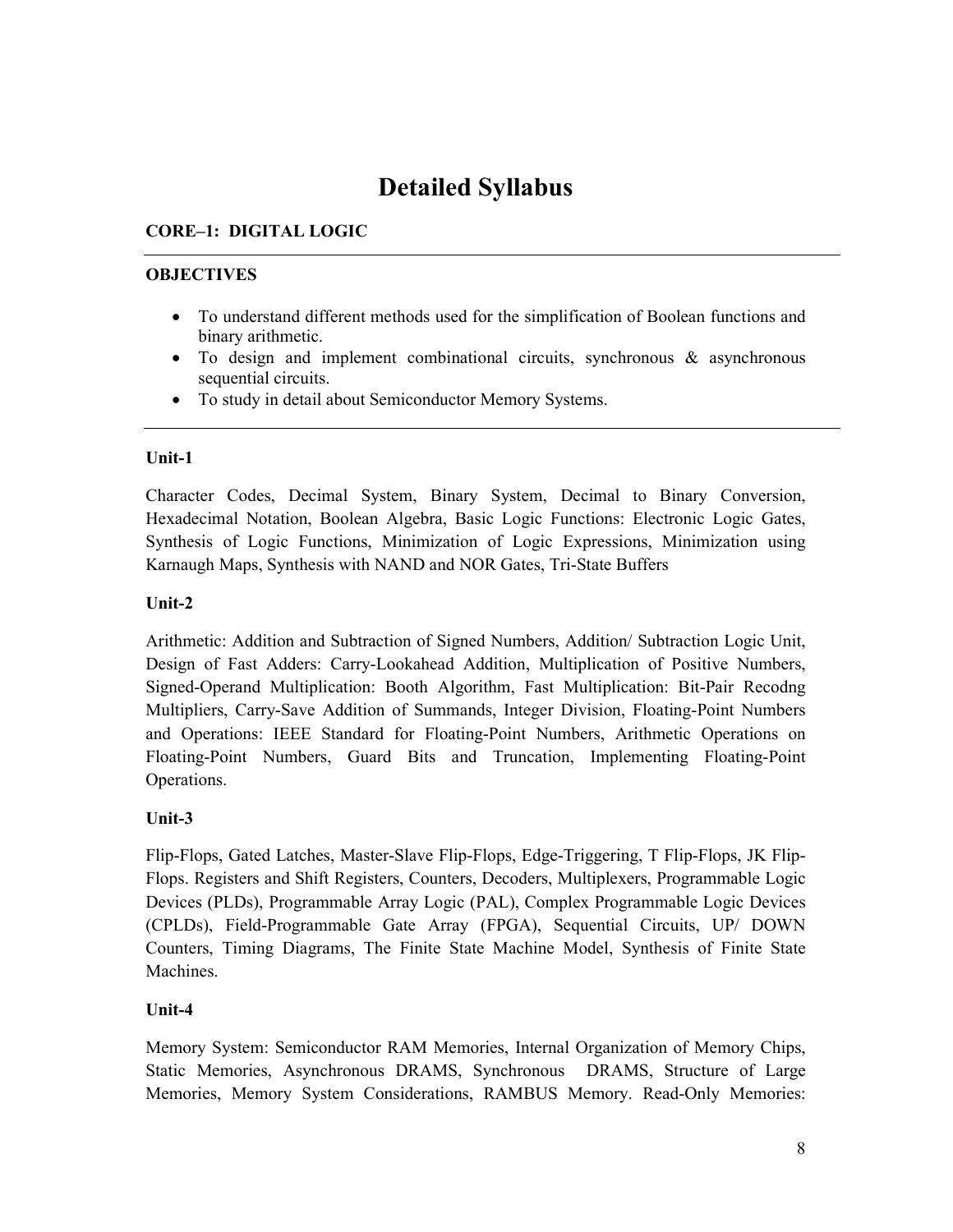# Detailed Syllabus

**CORE–1: DIGITAL LOGIC**

---

**OBJECTIVES**

- To understand different methods used for the simplification of Boolean functions and binary arithmetic.
- To design and implement combinational circuits, synchronous & asynchronous sequential circuits.
- To study in detail about Semiconductor Memory Systems.

---

**Unit-1**

Character Codes, Decimal System, Binary System, Decimal to Binary Conversion, Hexadecimal Notation, Boolean Algebra, Basic Logic Functions: Electronic Logic Gates, Synthesis of Logic Functions, Minimization of Logic Expressions, Minimization using Karnaugh Maps, Synthesis with NAND and NOR Gates, Tri-State Buffers

**Unit-2**

Arithmetic: Addition and Subtraction of Signed Numbers, Addition/ Subtraction Logic Unit, Design of Fast Adders: Carry-Lookahead Addition, Multiplication of Positive Numbers, Signed-Operand Multiplication: Booth Algorithm, Fast Multiplication: Bit-Pair Recodng Multipliers, Carry-Save Addition of Summands, Integer Division, Floating-Point Numbers and Operations: IEEE Standard for Floating-Point Numbers, Arithmetic Operations on Floating-Point Numbers, Guard Bits and Truncation, Implementing Floating-Point Operations.

**Unit-3**

Flip-Flops, Gated Latches, Master-Slave Flip-Flops, Edge-Triggering, T Flip-Flops, JK Flip-Flops. Registers and Shift Registers, Counters, Decoders, Multiplexers, Programmable Logic Devices (PLDs), Programmable Array Logic (PAL), Complex Programmable Logic Devices (CPLDs), Field-Programmable Gate Array (FPGA), Sequential Circuits, UP/ DOWN Counters, Timing Diagrams, The Finite State Machine Model, Synthesis of Finite State Machines.

**Unit-4**

Memory System: Semiconductor RAM Memories, Internal Organization of Memory Chips, Static Memories, Asynchronous DRAMS, Synchronous DRAMS, Structure of Large Memories, Memory System Considerations, RAMBUS Memory. Read-Only Memories: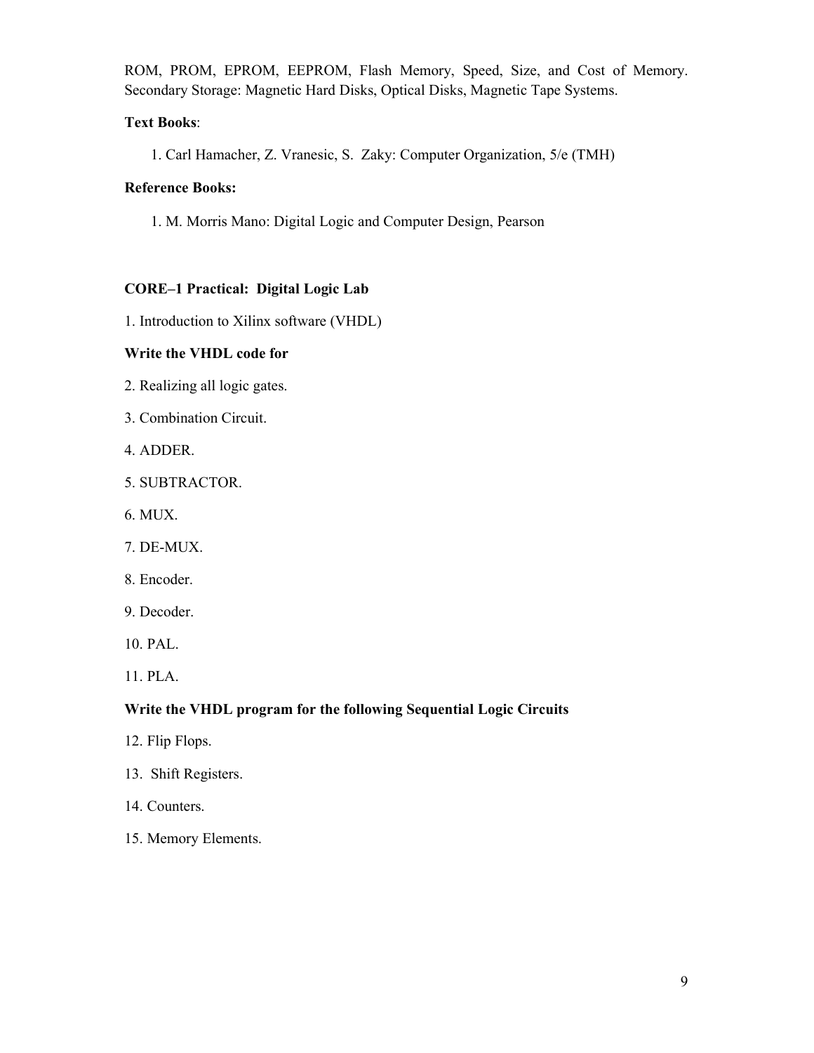ROM, PROM, EPROM, EEPROM, Flash Memory, Speed, Size, and Cost of Memory. Secondary Storage: Magnetic Hard Disks, Optical Disks, Magnetic Tape Systems.

**Text Books**:

1. Carl Hamacher, Z. Vranesic, S. Zaky: Computer Organization, 5/e (TMH)

**Reference Books:**

1. M. Morris Mano: Digital Logic and Computer Design, Pearson

**CORE–1 Practical: Digital Logic Lab**

1. Introduction to Xilinx software (VHDL)

**Write the VHDL code for**

2. Realizing all logic gates.

3. Combination Circuit.

4. ADDER.

5. SUBTRACTOR.

6. MUX.

7. DE-MUX.

8. Encoder.

9. Decoder.

10. PAL.

11. PLA.

**Write the VHDL program for the following Sequential Logic Circuits**

12. Flip Flops.

13. Shift Registers.

14. Counters.

15. Memory Elements.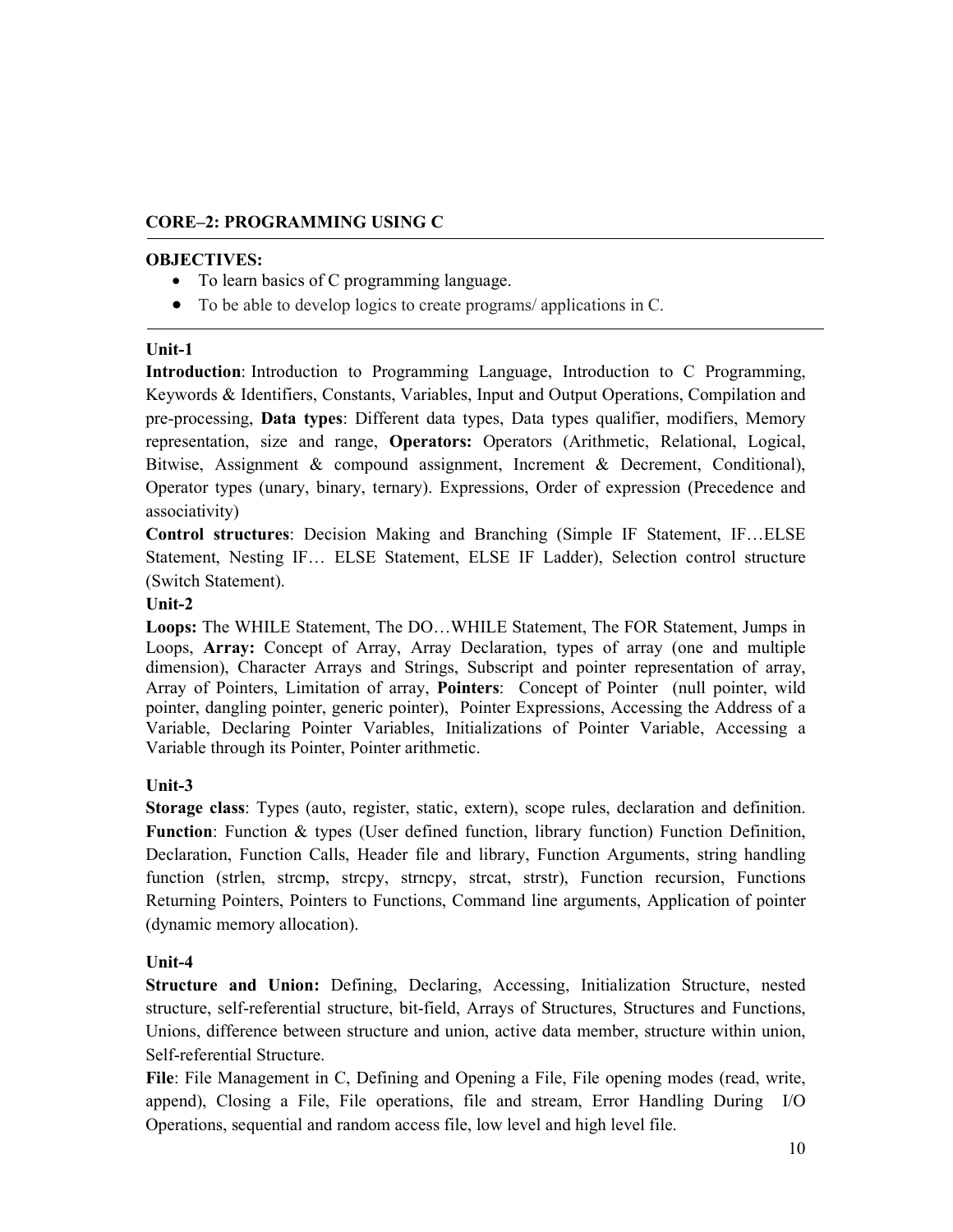## CORE–2: PROGRAMMING USING C

**OBJECTIVES:**

- To learn basics of C programming language.
- To be able to develop logics to create programs/ applications in C.

### Unit-1

**Introduction**: Introduction to Programming Language, Introduction to C Programming, Keywords & Identifiers, Constants, Variables, Input and Output Operations, Compilation and pre-processing, **Data types**: Different data types, Data types qualifier, modifiers, Memory representation, size and range, **Operators:** Operators (Arithmetic, Relational, Logical, Bitwise, Assignment & compound assignment, Increment & Decrement, Conditional), Operator types (unary, binary, ternary). Expressions, Order of expression (Precedence and associativity)

**Control structures**: Decision Making and Branching (Simple IF Statement, IF…ELSE Statement, Nesting IF… ELSE Statement, ELSE IF Ladder), Selection control structure (Switch Statement).

### Unit-2

**Loops:** The WHILE Statement, The DO…WHILE Statement, The FOR Statement, Jumps in Loops, **Array:** Concept of Array, Array Declaration, types of array (one and multiple dimension), Character Arrays and Strings, Subscript and pointer representation of array, Array of Pointers, Limitation of array, **Pointers**: Concept of Pointer (null pointer, wild pointer, dangling pointer, generic pointer), Pointer Expressions, Accessing the Address of a Variable, Declaring Pointer Variables, Initializations of Pointer Variable, Accessing a Variable through its Pointer, Pointer arithmetic.

### Unit-3

**Storage class**: Types (auto, register, static, extern), scope rules, declaration and definition. **Function**: Function & types (User defined function, library function) Function Definition, Declaration, Function Calls, Header file and library, Function Arguments, string handling function (strlen, strcmp, strcpy, strncpy, strcat, strstr), Function recursion, Functions Returning Pointers, Pointers to Functions, Command line arguments, Application of pointer (dynamic memory allocation).

### Unit-4

**Structure and Union:** Defining, Declaring, Accessing, Initialization Structure, nested structure, self-referential structure, bit-field, Arrays of Structures, Structures and Functions, Unions, difference between structure and union, active data member, structure within union, Self-referential Structure.

**File**: File Management in C, Defining and Opening a File, File opening modes (read, write, append), Closing a File, File operations, file and stream, Error Handling During I/O Operations, sequential and random access file, low level and high level file.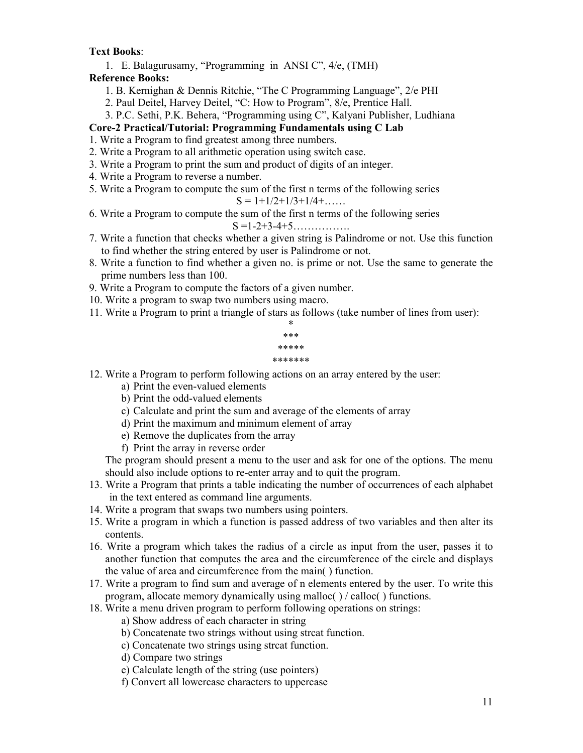**Text Books**:

1. E. Balagurusamy, "Programming in ANSI C", 4/e, (TMH)

**Reference Books:**

1. B. Kernighan & Dennis Ritchie, "The C Programming Language", 2/e PHI
2. Paul Deitel, Harvey Deitel, "C: How to Program", 8/e, Prentice Hall.
3. P.C. Sethi, P.K. Behera, "Programming using C", Kalyani Publisher, Ludhiana

**Core-2 Practical/Tutorial: Programming Fundamentals using C Lab**

1. Write a Program to find greatest among three numbers.
2. Write a Program to all arithmetic operation using switch case.
3. Write a Program to print the sum and product of digits of an integer.
4. Write a Program to reverse a number.
5. Write a Program to compute the sum of the first n terms of the following series

   $$S = 1+1/2+1/3+1/4+\ldots\ldots$$

6. Write a Program to compute the sum of the first n terms of the following series

   $$S = 1-2+3-4+5\ldots\ldots\ldots\ldots\ldots.$$

7. Write a function that checks whether a given string is Palindrome or not. Use this function to find whether the string entered by user is Palindrome or not.
8. Write a function to find whether a given no. is prime or not. Use the same to generate the prime numbers less than 100.
9. Write a Program to compute the factors of a given number.
10. Write a program to swap two numbers using macro.
11. Write a Program to print a triangle of stars as follows (take number of lines from user):

```
   *
  ***
 *****
*******
```

12. Write a Program to perform following actions on an array entered by the user:
    a) Print the even-valued elements
    b) Print the odd-valued elements
    c) Calculate and print the sum and average of the elements of array
    d) Print the maximum and minimum element of array
    e) Remove the duplicates from the array
    f) Print the array in reverse order

    The program should present a menu to the user and ask for one of the options. The menu should also include options to re-enter array and to quit the program.
13. Write a Program that prints a table indicating the number of occurrences of each alphabet in the text entered as command line arguments.
14. Write a program that swaps two numbers using pointers.
15. Write a program in which a function is passed address of two variables and then alter its contents.
16. Write a program which takes the radius of a circle as input from the user, passes it to another function that computes the area and the circumference of the circle and displays the value of area and circumference from the main( ) function.
17. Write a program to find sum and average of n elements entered by the user. To write this program, allocate memory dynamically using malloc( ) / calloc( ) functions.
18. Write a menu driven program to perform following operations on strings:
    a) Show address of each character in string
    b) Concatenate two strings without using strcat function.
    c) Concatenate two strings using strcat function.
    d) Compare two strings
    e) Calculate length of the string (use pointers)
    f) Convert all lowercase characters to uppercase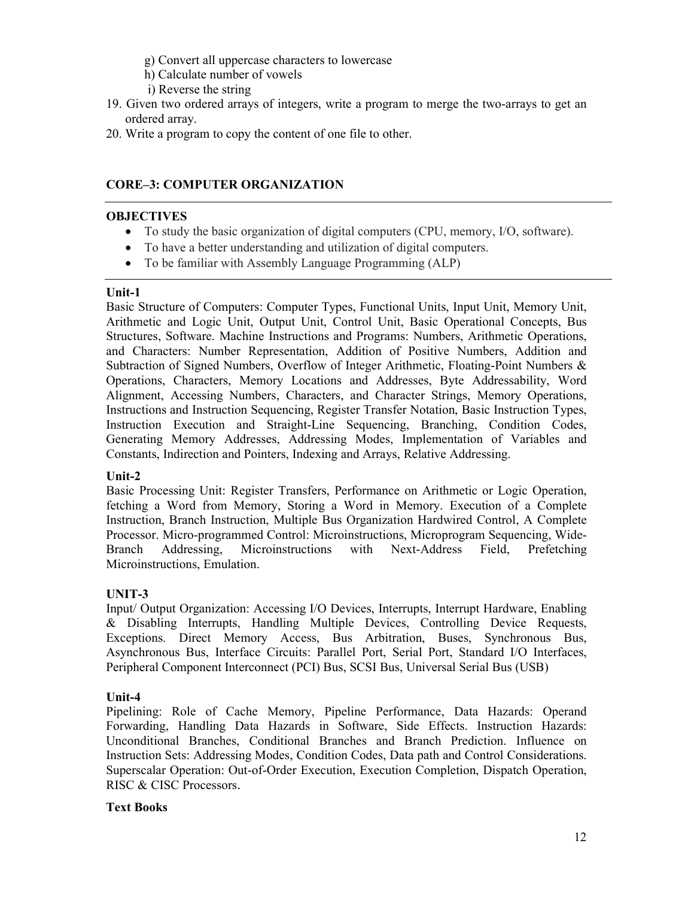g) Convert all uppercase characters to lowercase
   h) Calculate number of vowels
   i) Reverse the string

19. Given two ordered arrays of integers, write a program to merge the two-arrays to get an ordered array.
20. Write a program to copy the content of one file to other.

## CORE–3: COMPUTER ORGANIZATION

---

### OBJECTIVES

- To study the basic organization of digital computers (CPU, memory, I/O, software).
- To have a better understanding and utilization of digital computers.
- To be familiar with Assembly Language Programming (ALP)

---

### Unit-1

Basic Structure of Computers: Computer Types, Functional Units, Input Unit, Memory Unit, Arithmetic and Logic Unit, Output Unit, Control Unit, Basic Operational Concepts, Bus Structures, Software. Machine Instructions and Programs: Numbers, Arithmetic Operations, and Characters: Number Representation, Addition of Positive Numbers, Addition and Subtraction of Signed Numbers, Overflow of Integer Arithmetic, Floating-Point Numbers & Operations, Characters, Memory Locations and Addresses, Byte Addressability, Word Alignment, Accessing Numbers, Characters, and Character Strings, Memory Operations, Instructions and Instruction Sequencing, Register Transfer Notation, Basic Instruction Types, Instruction Execution and Straight-Line Sequencing, Branching, Condition Codes, Generating Memory Addresses, Addressing Modes, Implementation of Variables and Constants, Indirection and Pointers, Indexing and Arrays, Relative Addressing.

### Unit-2

Basic Processing Unit: Register Transfers, Performance on Arithmetic or Logic Operation, fetching a Word from Memory, Storing a Word in Memory. Execution of a Complete Instruction, Branch Instruction, Multiple Bus Organization Hardwired Control, A Complete Processor. Micro-programmed Control: Microinstructions, Microprogram Sequencing, Wide-Branch Addressing, Microinstructions with Next-Address Field, Prefetching Microinstructions, Emulation.

### UNIT-3

Input/ Output Organization: Accessing I/O Devices, Interrupts, Interrupt Hardware, Enabling & Disabling Interrupts, Handling Multiple Devices, Controlling Device Requests, Exceptions. Direct Memory Access, Bus Arbitration, Buses, Synchronous Bus, Asynchronous Bus, Interface Circuits: Parallel Port, Serial Port, Standard I/O Interfaces, Peripheral Component Interconnect (PCI) Bus, SCSI Bus, Universal Serial Bus (USB)

### Unit-4

Pipelining: Role of Cache Memory, Pipeline Performance, Data Hazards: Operand Forwarding, Handling Data Hazards in Software, Side Effects. Instruction Hazards: Unconditional Branches, Conditional Branches and Branch Prediction. Influence on Instruction Sets: Addressing Modes, Condition Codes, Data path and Control Considerations. Superscalar Operation: Out-of-Order Execution, Execution Completion, Dispatch Operation, RISC & CISC Processors.

### Text Books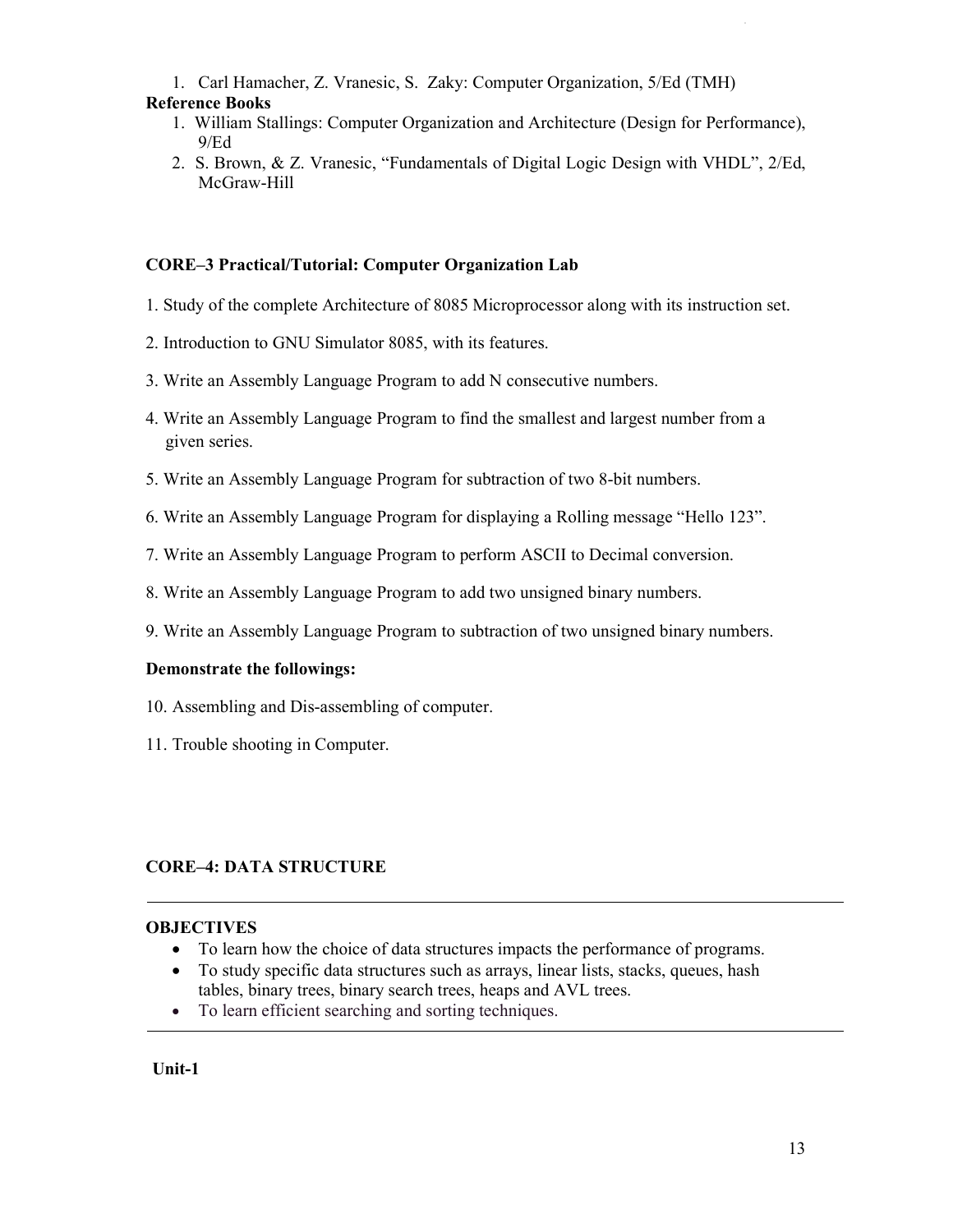1. Carl Hamacher, Z. Vranesic, S. Zaky: Computer Organization, 5/Ed (TMH)

**Reference Books**

1. William Stallings: Computer Organization and Architecture (Design for Performance), 9/Ed
2. S. Brown, & Z. Vranesic, "Fundamentals of Digital Logic Design with VHDL", 2/Ed, McGraw-Hill

**CORE–3 Practical/Tutorial: Computer Organization Lab**

1. Study of the complete Architecture of 8085 Microprocessor along with its instruction set.
2. Introduction to GNU Simulator 8085, with its features.
3. Write an Assembly Language Program to add N consecutive numbers.
4. Write an Assembly Language Program to find the smallest and largest number from a given series.
5. Write an Assembly Language Program for subtraction of two 8-bit numbers.
6. Write an Assembly Language Program for displaying a Rolling message "Hello 123".
7. Write an Assembly Language Program to perform ASCII to Decimal conversion.
8. Write an Assembly Language Program to add two unsigned binary numbers.
9. Write an Assembly Language Program to subtraction of two unsigned binary numbers.

**Demonstrate the followings:**

10. Assembling and Dis-assembling of computer.
11. Trouble shooting in Computer.

**CORE–4: DATA STRUCTURE**

---

**OBJECTIVES**

- To learn how the choice of data structures impacts the performance of programs.
- To study specific data structures such as arrays, linear lists, stacks, queues, hash tables, binary trees, binary search trees, heaps and AVL trees.
- To learn efficient searching and sorting techniques.

---

**Unit-1**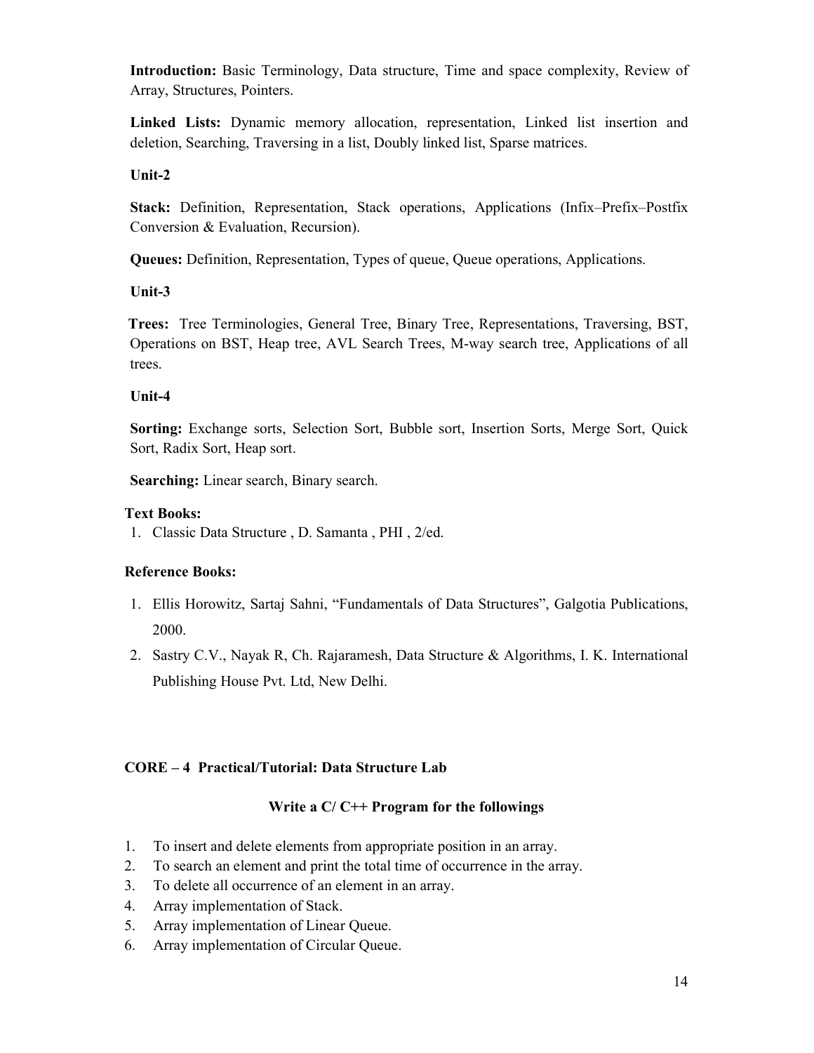**Introduction:** Basic Terminology, Data structure, Time and space complexity, Review of Array, Structures, Pointers.

**Linked Lists:** Dynamic memory allocation, representation, Linked list insertion and deletion, Searching, Traversing in a list, Doubly linked list, Sparse matrices.

**Unit-2**

**Stack:** Definition, Representation, Stack operations, Applications (Infix–Prefix–Postfix Conversion & Evaluation, Recursion).

**Queues:** Definition, Representation, Types of queue, Queue operations, Applications.

**Unit-3**

**Trees:** Tree Terminologies, General Tree, Binary Tree, Representations, Traversing, BST, Operations on BST, Heap tree, AVL Search Trees, M-way search tree, Applications of all trees.

**Unit-4**

**Sorting:** Exchange sorts, Selection Sort, Bubble sort, Insertion Sorts, Merge Sort, Quick Sort, Radix Sort, Heap sort.

**Searching:** Linear search, Binary search.

**Text Books:**

1. Classic Data Structure , D. Samanta , PHI , 2/ed.

**Reference Books:**

1. Ellis Horowitz, Sartaj Sahni, "Fundamentals of Data Structures", Galgotia Publications, 2000.
2. Sastry C.V., Nayak R, Ch. Rajaramesh, Data Structure & Algorithms, I. K. International Publishing House Pvt. Ltd, New Delhi.

**CORE – 4 Practical/Tutorial: Data Structure Lab**

**Write a C/ C++ Program for the followings**

1. To insert and delete elements from appropriate position in an array.
2. To search an element and print the total time of occurrence in the array.
3. To delete all occurrence of an element in an array.
4. Array implementation of Stack.
5. Array implementation of Linear Queue.
6. Array implementation of Circular Queue.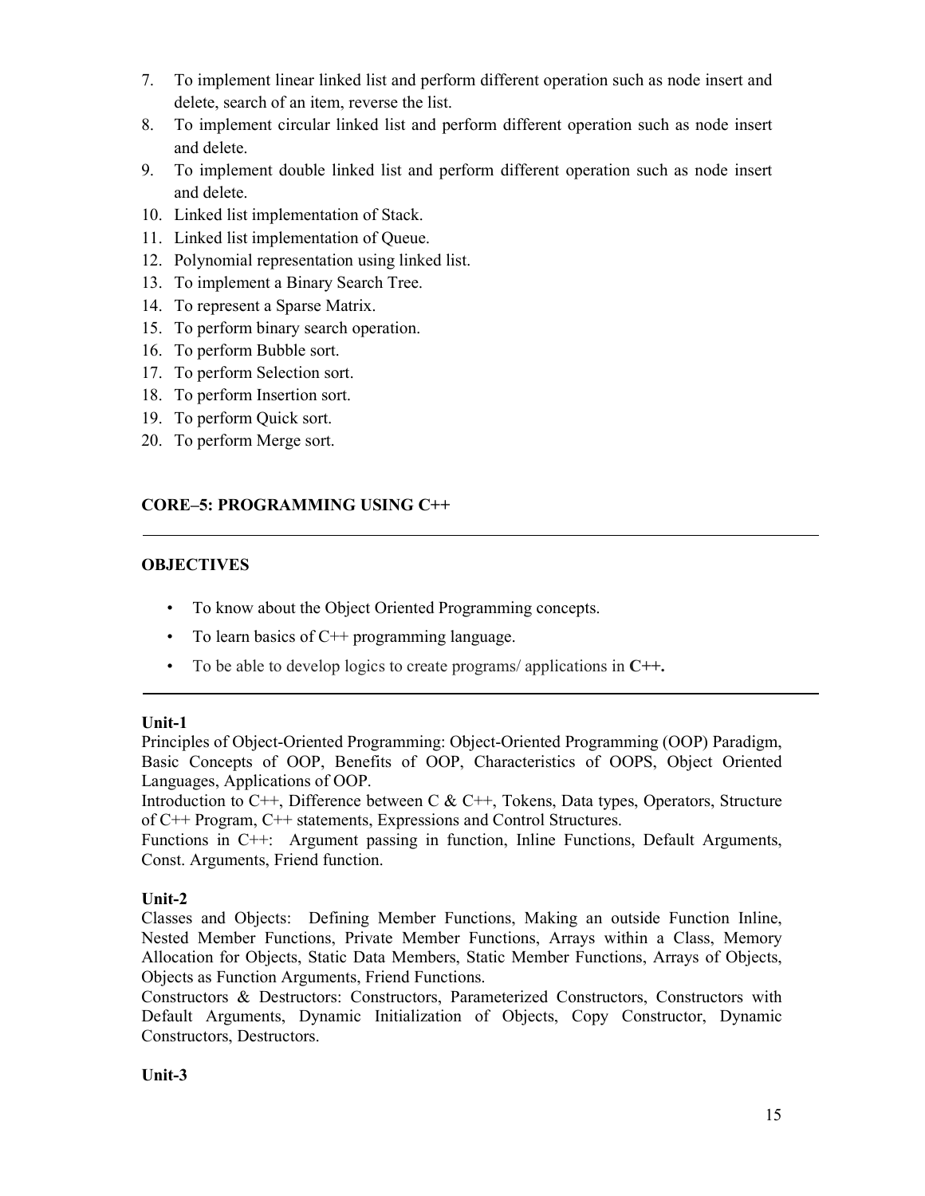7. To implement linear linked list and perform different operation such as node insert and delete, search of an item, reverse the list.
8. To implement circular linked list and perform different operation such as node insert and delete.
9. To implement double linked list and perform different operation such as node insert and delete.
10. Linked list implementation of Stack.
11. Linked list implementation of Queue.
12. Polynomial representation using linked list.
13. To implement a Binary Search Tree.
14. To represent a Sparse Matrix.
15. To perform binary search operation.
16. To perform Bubble sort.
17. To perform Selection sort.
18. To perform Insertion sort.
19. To perform Quick sort.
20. To perform Merge sort.

## CORE–5: PROGRAMMING USING C++

---

### OBJECTIVES

- To know about the Object Oriented Programming concepts.
- To learn basics of C++ programming language.
- To be able to develop logics to create programs/ applications in **C++.**

---

### Unit-1

Principles of Object-Oriented Programming: Object-Oriented Programming (OOP) Paradigm, Basic Concepts of OOP, Benefits of OOP, Characteristics of OOPS, Object Oriented Languages, Applications of OOP.

Introduction to C++, Difference between C & C++, Tokens, Data types, Operators, Structure of C++ Program, C++ statements, Expressions and Control Structures.

Functions in C++: Argument passing in function, Inline Functions, Default Arguments, Const. Arguments, Friend function.

### Unit-2

Classes and Objects: Defining Member Functions, Making an outside Function Inline, Nested Member Functions, Private Member Functions, Arrays within a Class, Memory Allocation for Objects, Static Data Members, Static Member Functions, Arrays of Objects, Objects as Function Arguments, Friend Functions.

Constructors & Destructors: Constructors, Parameterized Constructors, Constructors with Default Arguments, Dynamic Initialization of Objects, Copy Constructor, Dynamic Constructors, Destructors.

### Unit-3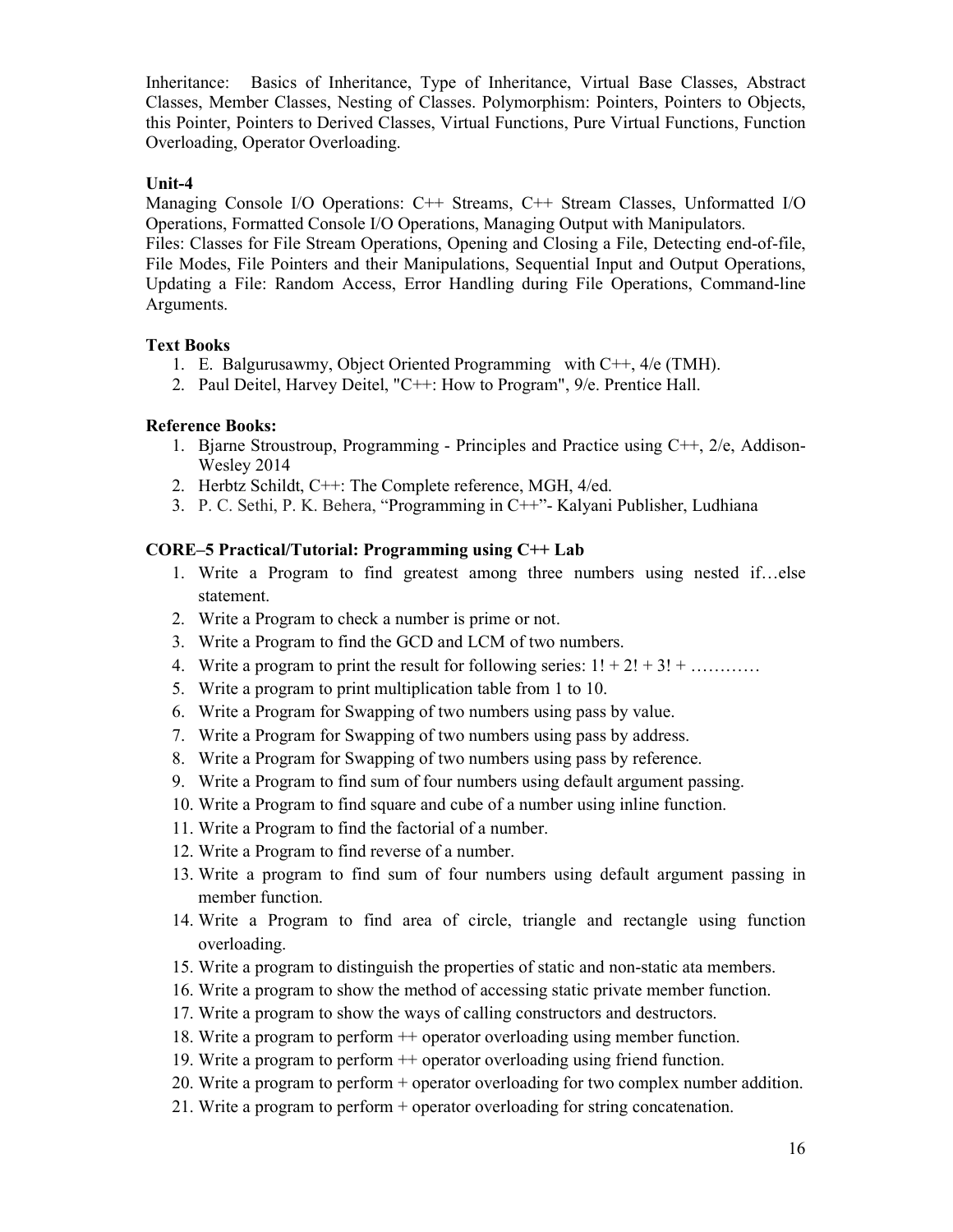Inheritance: Basics of Inheritance, Type of Inheritance, Virtual Base Classes, Abstract Classes, Member Classes, Nesting of Classes. Polymorphism: Pointers, Pointers to Objects, this Pointer, Pointers to Derived Classes, Virtual Functions, Pure Virtual Functions, Function Overloading, Operator Overloading.

**Unit-4**

Managing Console I/O Operations: C++ Streams, C++ Stream Classes, Unformatted I/O Operations, Formatted Console I/O Operations, Managing Output with Manipulators.

Files: Classes for File Stream Operations, Opening and Closing a File, Detecting end-of-file, File Modes, File Pointers and their Manipulations, Sequential Input and Output Operations, Updating a File: Random Access, Error Handling during File Operations, Command-line Arguments.

**Text Books**

1. E. Balgurusawmy, Object Oriented Programming with C++, 4/e (TMH).
2. Paul Deitel, Harvey Deitel, "C++: How to Program", 9/e. Prentice Hall.

**Reference Books:**

1. Bjarne Stroustroup, Programming - Principles and Practice using C++, 2/e, Addison-Wesley 2014
2. Herbtz Schildt, C++: The Complete reference, MGH, 4/ed.
3. P. C. Sethi, P. K. Behera, "Programming in C++"- Kalyani Publisher, Ludhiana

**CORE–5 Practical/Tutorial: Programming using C++ Lab**

1. Write a Program to find greatest among three numbers using nested if…else statement.
2. Write a Program to check a number is prime or not.
3. Write a Program to find the GCD and LCM of two numbers.
4. Write a program to print the result for following series: 1! + 2! + 3! + …………
5. Write a program to print multiplication table from 1 to 10.
6. Write a Program for Swapping of two numbers using pass by value.
7. Write a Program for Swapping of two numbers using pass by address.
8. Write a Program for Swapping of two numbers using pass by reference.
9. Write a Program to find sum of four numbers using default argument passing.
10. Write a Program to find square and cube of a number using inline function.
11. Write a Program to find the factorial of a number.
12. Write a Program to find reverse of a number.
13. Write a program to find sum of four numbers using default argument passing in member function.
14. Write a Program to find area of circle, triangle and rectangle using function overloading.
15. Write a program to distinguish the properties of static and non-static ata members.
16. Write a program to show the method of accessing static private member function.
17. Write a program to show the ways of calling constructors and destructors.
18. Write a program to perform ++ operator overloading using member function.
19. Write a program to perform ++ operator overloading using friend function.
20. Write a program to perform + operator overloading for two complex number addition.
21. Write a program to perform + operator overloading for string concatenation.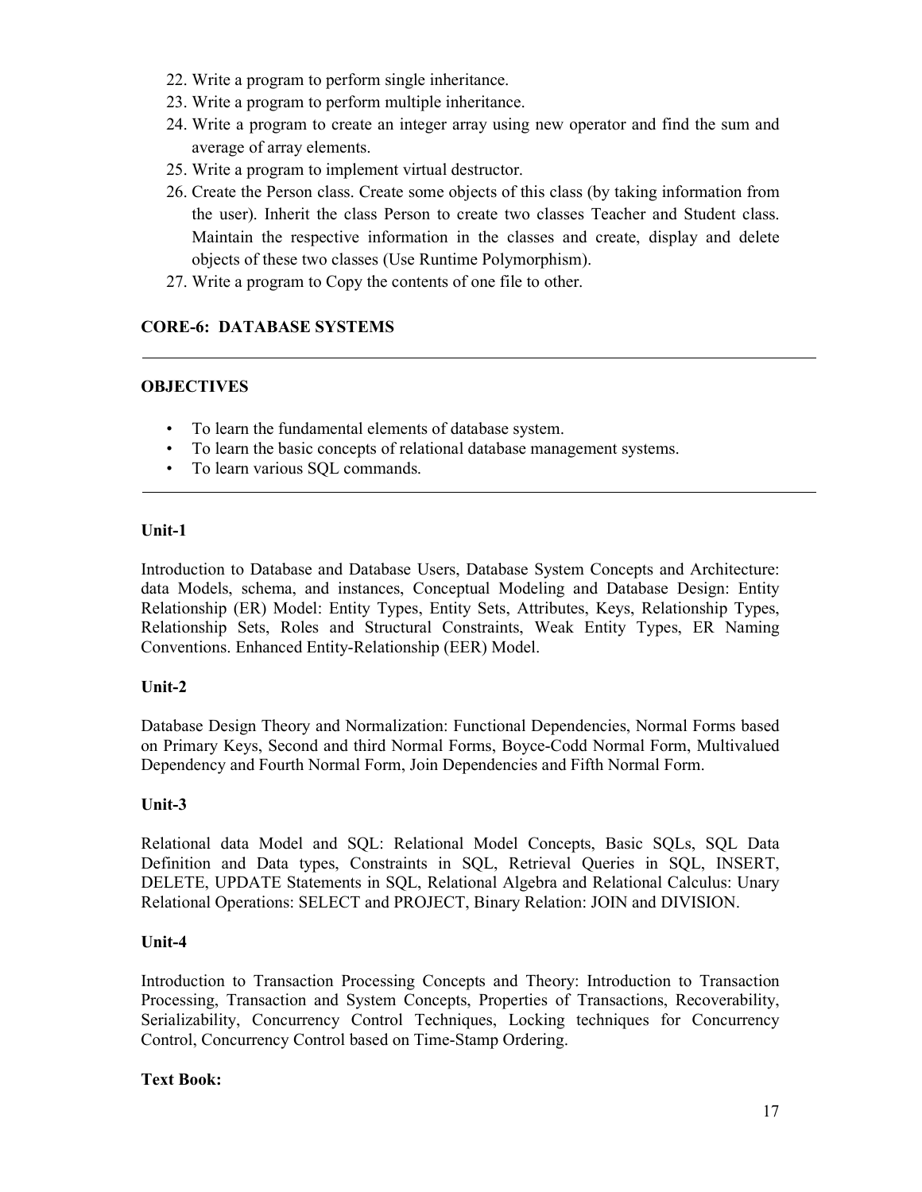22. Write a program to perform single inheritance.
23. Write a program to perform multiple inheritance.
24. Write a program to create an integer array using new operator and find the sum and average of array elements.
25. Write a program to implement virtual destructor.
26. Create the Person class. Create some objects of this class (by taking information from the user). Inherit the class Person to create two classes Teacher and Student class. Maintain the respective information in the classes and create, display and delete objects of these two classes (Use Runtime Polymorphism).
27. Write a program to Copy the contents of one file to other.

## CORE-6: DATABASE SYSTEMS

---

### OBJECTIVES

- To learn the fundamental elements of database system.
- To learn the basic concepts of relational database management systems.
- To learn various SQL commands.

---

### Unit-1

Introduction to Database and Database Users, Database System Concepts and Architecture: data Models, schema, and instances, Conceptual Modeling and Database Design: Entity Relationship (ER) Model: Entity Types, Entity Sets, Attributes, Keys, Relationship Types, Relationship Sets, Roles and Structural Constraints, Weak Entity Types, ER Naming Conventions. Enhanced Entity-Relationship (EER) Model.

### Unit-2

Database Design Theory and Normalization: Functional Dependencies, Normal Forms based on Primary Keys, Second and third Normal Forms, Boyce-Codd Normal Form, Multivalued Dependency and Fourth Normal Form, Join Dependencies and Fifth Normal Form.

### Unit-3

Relational data Model and SQL: Relational Model Concepts, Basic SQLs, SQL Data Definition and Data types, Constraints in SQL, Retrieval Queries in SQL, INSERT, DELETE, UPDATE Statements in SQL, Relational Algebra and Relational Calculus: Unary Relational Operations: SELECT and PROJECT, Binary Relation: JOIN and DIVISION.

### Unit-4

Introduction to Transaction Processing Concepts and Theory: Introduction to Transaction Processing, Transaction and System Concepts, Properties of Transactions, Recoverability, Serializability, Concurrency Control Techniques, Locking techniques for Concurrency Control, Concurrency Control based on Time-Stamp Ordering.

### Text Book: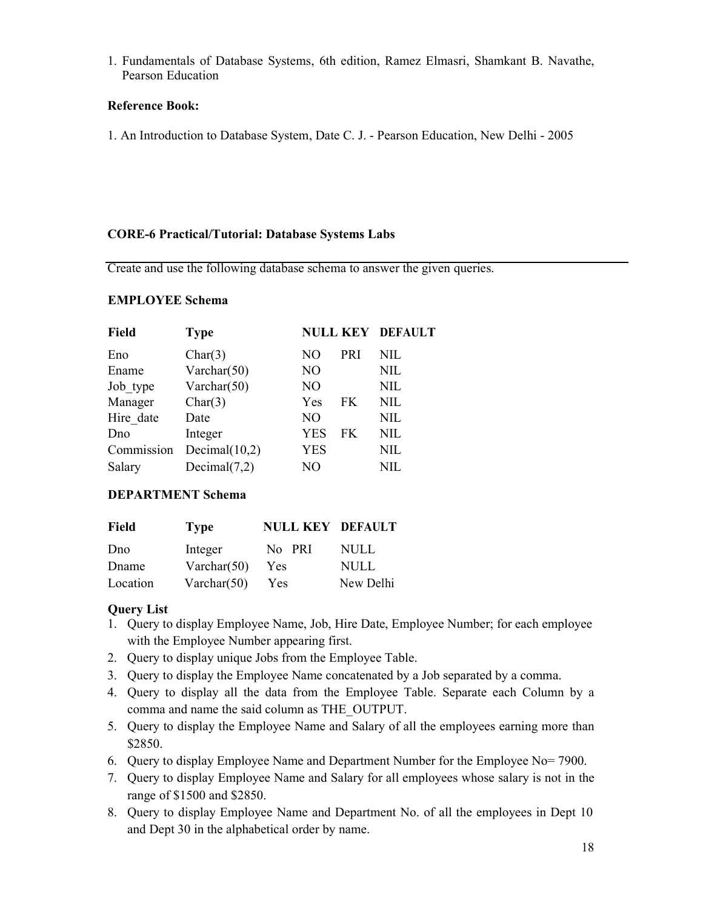1. Fundamentals of Database Systems, 6th edition, Ramez Elmasri, Shamkant B. Navathe, Pearson Education

**Reference Book:**

1. An Introduction to Database System, Date C. J. - Pearson Education, New Delhi - 2005

**CORE-6 Practical/Tutorial: Database Systems Labs**

Create and use the following database schema to answer the given queries.

**EMPLOYEE Schema**

| Field | Type | NULL | KEY | DEFAULT |
|---|---|---|---|---|
| Eno | Char(3) | NO | PRI | NIL |
| Ename | Varchar(50) | NO | | NIL |
| Job_type | Varchar(50) | NO | | NIL |
| Manager | Char(3) | Yes | FK | NIL |
| Hire_date | Date | NO | | NIL |
| Dno | Integer | YES | FK | NIL |
| Commission | Decimal(10,2) | YES | | NIL |
| Salary | Decimal(7,2) | NO | | NIL |

**DEPARTMENT Schema**

| Field | Type | NULL | KEY | DEFAULT |
|---|---|---|---|---|
| Dno | Integer | No | PRI | NULL |
| Dname | Varchar(50) | Yes | | NULL |
| Location | Varchar(50) | Yes | | New Delhi |

**Query List**

1. Query to display Employee Name, Job, Hire Date, Employee Number; for each employee with the Employee Number appearing first.
2. Query to display unique Jobs from the Employee Table.
3. Query to display the Employee Name concatenated by a Job separated by a comma.
4. Query to display all the data from the Employee Table. Separate each Column by a comma and name the said column as THE_OUTPUT.
5. Query to display the Employee Name and Salary of all the employees earning more than $2850.
6. Query to display Employee Name and Department Number for the Employee No= 7900.
7. Query to display Employee Name and Salary for all employees whose salary is not in the range of $1500 and $2850.
8. Query to display Employee Name and Department No. of all the employees in Dept 10 and Dept 30 in the alphabetical order by name.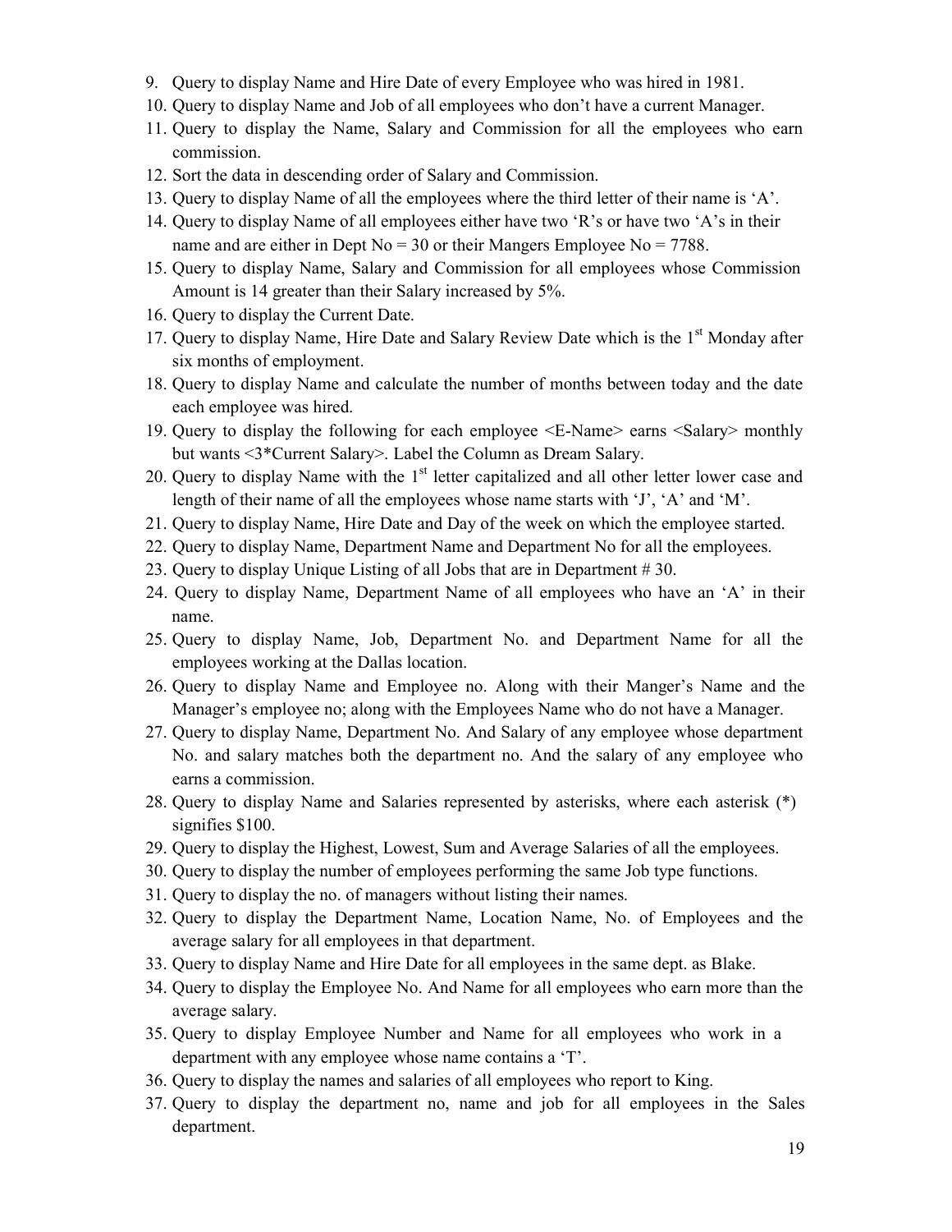9. Query to display Name and Hire Date of every Employee who was hired in 1981.
10. Query to display Name and Job of all employees who don't have a current Manager.
11. Query to display the Name, Salary and Commission for all the employees who earn commission.
12. Sort the data in descending order of Salary and Commission.
13. Query to display Name of all the employees where the third letter of their name is 'A'.
14. Query to display Name of all employees either have two 'R's or have two 'A's in their name and are either in Dept No = 30 or their Mangers Employee No = 7788.
15. Query to display Name, Salary and Commission for all employees whose Commission Amount is 14 greater than their Salary increased by 5%.
16. Query to display the Current Date.
17. Query to display Name, Hire Date and Salary Review Date which is the 1st Monday after six months of employment.
18. Query to display Name and calculate the number of months between today and the date each employee was hired.
19. Query to display the following for each employee <E-Name> earns <Salary> monthly but wants <3*Current Salary>. Label the Column as Dream Salary.
20. Query to display Name with the 1st letter capitalized and all other letter lower case and length of their name of all the employees whose name starts with 'J', 'A' and 'M'.
21. Query to display Name, Hire Date and Day of the week on which the employee started.
22. Query to display Name, Department Name and Department No for all the employees.
23. Query to display Unique Listing of all Jobs that are in Department # 30.
24. Query to display Name, Department Name of all employees who have an 'A' in their name.
25. Query to display Name, Job, Department No. and Department Name for all the employees working at the Dallas location.
26. Query to display Name and Employee no. Along with their Manger's Name and the Manager's employee no; along with the Employees Name who do not have a Manager.
27. Query to display Name, Department No. And Salary of any employee whose department No. and salary matches both the department no. And the salary of any employee who earns a commission.
28. Query to display Name and Salaries represented by asterisks, where each asterisk (*) signifies $100.
29. Query to display the Highest, Lowest, Sum and Average Salaries of all the employees.
30. Query to display the number of employees performing the same Job type functions.
31. Query to display the no. of managers without listing their names.
32. Query to display the Department Name, Location Name, No. of Employees and the average salary for all employees in that department.
33. Query to display Name and Hire Date for all employees in the same dept. as Blake.
34. Query to display the Employee No. And Name for all employees who earn more than the average salary.
35. Query to display Employee Number and Name for all employees who work in a department with any employee whose name contains a 'T'.
36. Query to display the names and salaries of all employees who report to King.
37. Query to display the department no, name and job for all employees in the Sales department.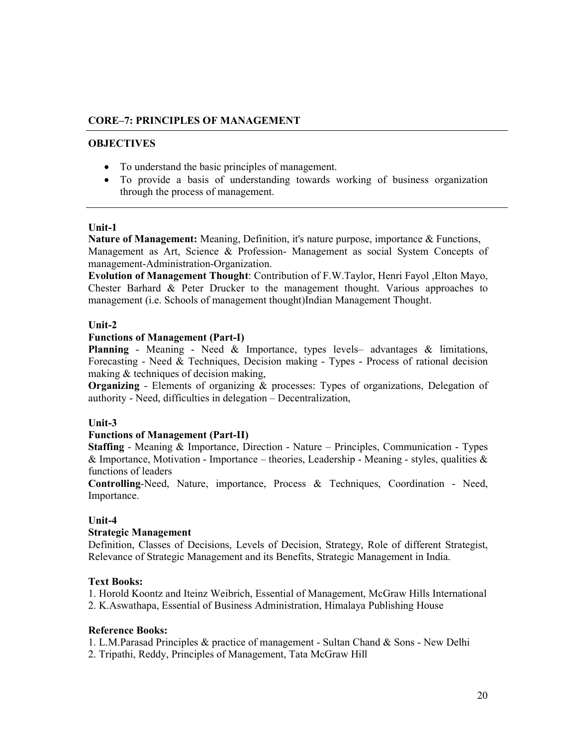## CORE–7: PRINCIPLES OF MANAGEMENT

### OBJECTIVES

- To understand the basic principles of management.
- To provide a basis of understanding towards working of business organization through the process of management.

### Unit-1

**Nature of Management:** Meaning, Definition, it's nature purpose, importance & Functions, Management as Art, Science & Profession- Management as social System Concepts of management-Administration-Organization.

**Evolution of Management Thought**: Contribution of F.W.Taylor, Henri Fayol ,Elton Mayo, Chester Barhard & Peter Drucker to the management thought. Various approaches to management (i.e. Schools of management thought)Indian Management Thought.

### Unit-2

**Functions of Management (Part-I)**

**Planning** - Meaning - Need & Importance, types levels– advantages & limitations, Forecasting - Need & Techniques, Decision making - Types - Process of rational decision making & techniques of decision making,

**Organizing** - Elements of organizing & processes: Types of organizations, Delegation of authority - Need, difficulties in delegation – Decentralization,

### Unit-3

**Functions of Management (Part-II)**

**Staffing** - Meaning & Importance, Direction - Nature – Principles, Communication - Types & Importance, Motivation - Importance – theories, Leadership - Meaning - styles, qualities & functions of leaders

**Controlling**-Need, Nature, importance, Process & Techniques, Coordination - Need, Importance.

### Unit-4

**Strategic Management**

Definition, Classes of Decisions, Levels of Decision, Strategy, Role of different Strategist, Relevance of Strategic Management and its Benefits, Strategic Management in India.

### Text Books:

1. Horold Koontz and Iteinz Weibrich, Essential of Management, McGraw Hills International
2. K.Aswathapa, Essential of Business Administration, Himalaya Publishing House

### Reference Books:

1. L.M.Parasad Principles & practice of management - Sultan Chand & Sons - New Delhi
2. Tripathi, Reddy, Principles of Management, Tata McGraw Hill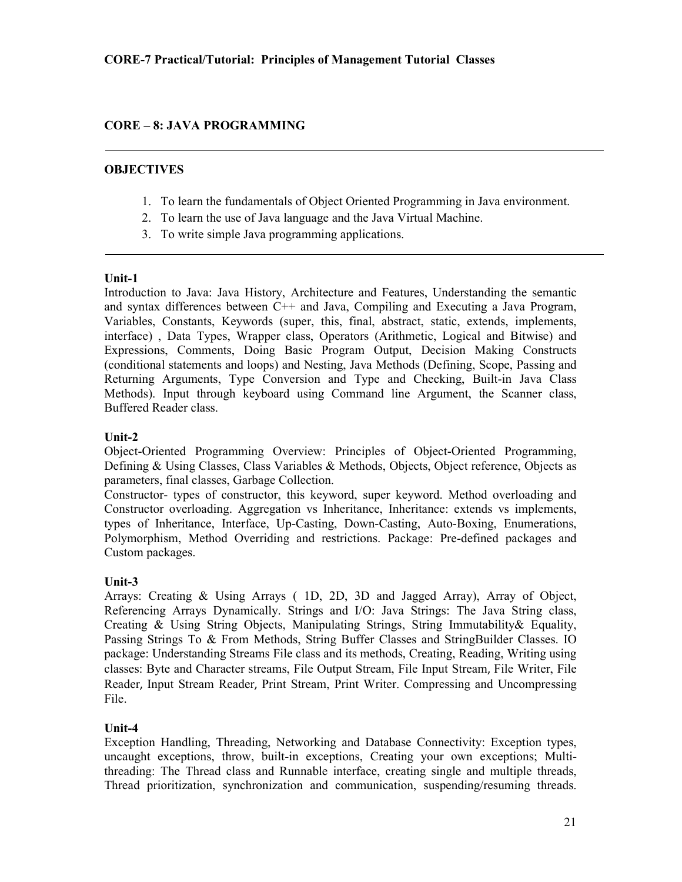**CORE-7 Practical/Tutorial: Principles of Management Tutorial Classes**

## CORE – 8: JAVA PROGRAMMING

---

### OBJECTIVES

1. To learn the fundamentals of Object Oriented Programming in Java environment.
2. To learn the use of Java language and the Java Virtual Machine.
3. To write simple Java programming applications.

---

### Unit-1

Introduction to Java: Java History, Architecture and Features, Understanding the semantic and syntax differences between C++ and Java, Compiling and Executing a Java Program, Variables, Constants, Keywords (super, this, final, abstract, static, extends, implements, interface) , Data Types, Wrapper class, Operators (Arithmetic, Logical and Bitwise) and Expressions, Comments, Doing Basic Program Output, Decision Making Constructs (conditional statements and loops) and Nesting, Java Methods (Defining, Scope, Passing and Returning Arguments, Type Conversion and Type and Checking, Built-in Java Class Methods). Input through keyboard using Command line Argument, the Scanner class, Buffered Reader class.

### Unit-2

Object-Oriented Programming Overview: Principles of Object-Oriented Programming, Defining & Using Classes, Class Variables & Methods, Objects, Object reference, Objects as parameters, final classes, Garbage Collection.

Constructor- types of constructor, this keyword, super keyword. Method overloading and Constructor overloading. Aggregation vs Inheritance, Inheritance: extends vs implements, types of Inheritance, Interface, Up-Casting, Down-Casting, Auto-Boxing, Enumerations, Polymorphism, Method Overriding and restrictions. Package: Pre-defined packages and Custom packages.

### Unit-3

Arrays: Creating & Using Arrays ( 1D, 2D, 3D and Jagged Array), Array of Object, Referencing Arrays Dynamically. Strings and I/O: Java Strings: The Java String class, Creating & Using String Objects, Manipulating Strings, String Immutability& Equality, Passing Strings To & From Methods, String Buffer Classes and StringBuilder Classes. IO package: Understanding Streams File class and its methods, Creating, Reading, Writing using classes: Byte and Character streams, File Output Stream, File Input Stream, File Writer, File Reader, Input Stream Reader, Print Stream, Print Writer. Compressing and Uncompressing File.

### Unit-4

Exception Handling, Threading, Networking and Database Connectivity: Exception types, uncaught exceptions, throw, built-in exceptions, Creating your own exceptions; Multi-threading: The Thread class and Runnable interface, creating single and multiple threads, Thread prioritization, synchronization and communication, suspending/resuming threads.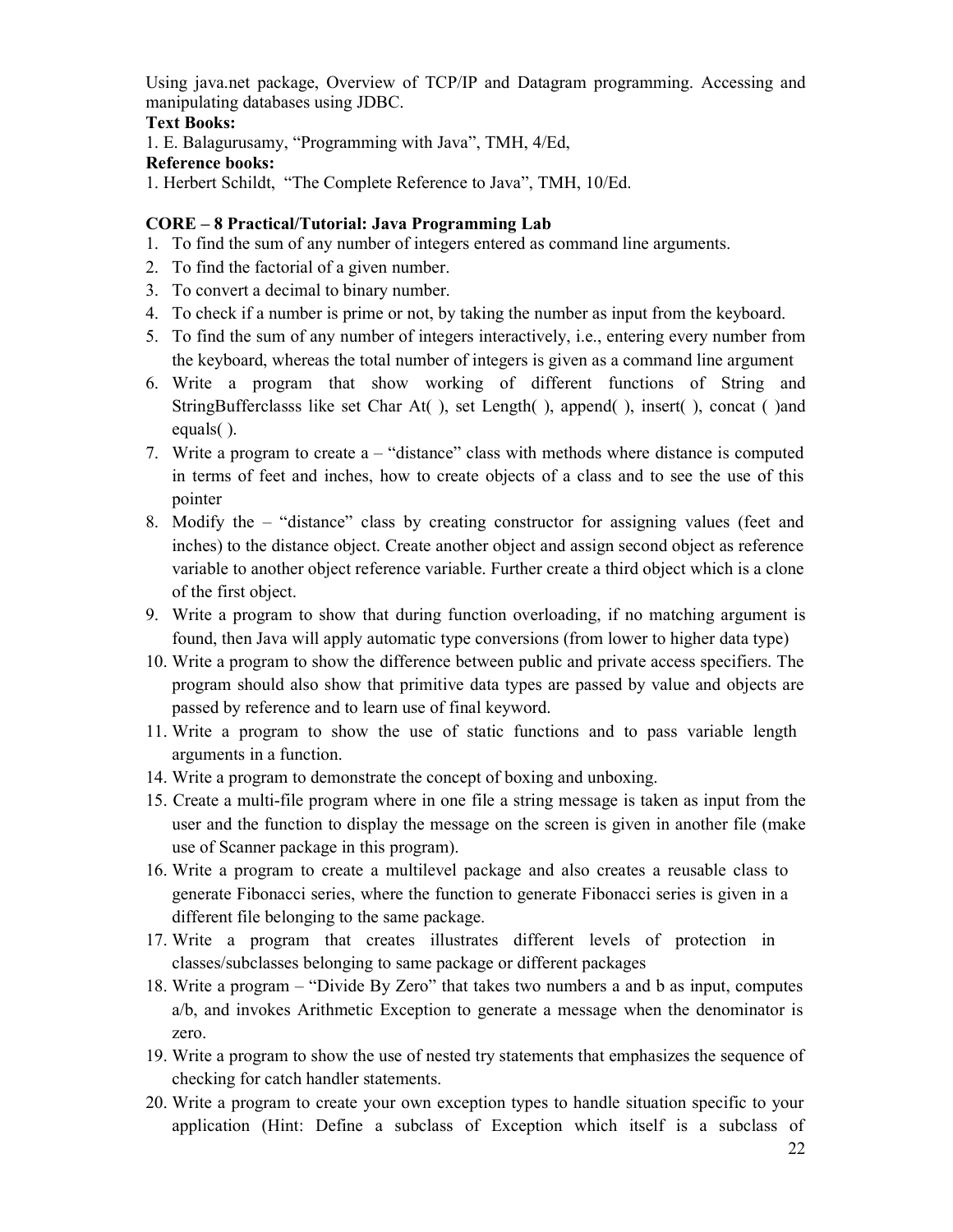Using java.net package, Overview of TCP/IP and Datagram programming. Accessing and manipulating databases using JDBC.

**Text Books:**

1. E. Balagurusamy, "Programming with Java", TMH, 4/Ed,

**Reference books:**

1. Herbert Schildt, "The Complete Reference to Java", TMH, 10/Ed.

**CORE – 8 Practical/Tutorial: Java Programming Lab**

1. To find the sum of any number of integers entered as command line arguments.
2. To find the factorial of a given number.
3. To convert a decimal to binary number.
4. To check if a number is prime or not, by taking the number as input from the keyboard.
5. To find the sum of any number of integers interactively, i.e., entering every number from the keyboard, whereas the total number of integers is given as a command line argument
6. Write a program that show working of different functions of String and StringBufferclasss like set Char At( ), set Length( ), append( ), insert( ), concat ( )and equals( ).
7. Write a program to create a – "distance" class with methods where distance is computed in terms of feet and inches, how to create objects of a class and to see the use of this pointer
8. Modify the – "distance" class by creating constructor for assigning values (feet and inches) to the distance object. Create another object and assign second object as reference variable to another object reference variable. Further create a third object which is a clone of the first object.
9. Write a program to show that during function overloading, if no matching argument is found, then Java will apply automatic type conversions (from lower to higher data type)
10. Write a program to show the difference between public and private access specifiers. The program should also show that primitive data types are passed by value and objects are passed by reference and to learn use of final keyword.
11. Write a program to show the use of static functions and to pass variable length arguments in a function.

14. Write a program to demonstrate the concept of boxing and unboxing.
15. Create a multi-file program where in one file a string message is taken as input from the user and the function to display the message on the screen is given in another file (make use of Scanner package in this program).
16. Write a program to create a multilevel package and also creates a reusable class to generate Fibonacci series, where the function to generate Fibonacci series is given in a different file belonging to the same package.
17. Write a program that creates illustrates different levels of protection in classes/subclasses belonging to same package or different packages
18. Write a program – "Divide By Zero" that takes two numbers a and b as input, computes a/b, and invokes Arithmetic Exception to generate a message when the denominator is zero.
19. Write a program to show the use of nested try statements that emphasizes the sequence of checking for catch handler statements.
20. Write a program to create your own exception types to handle situation specific to your application (Hint: Define a subclass of Exception which itself is a subclass of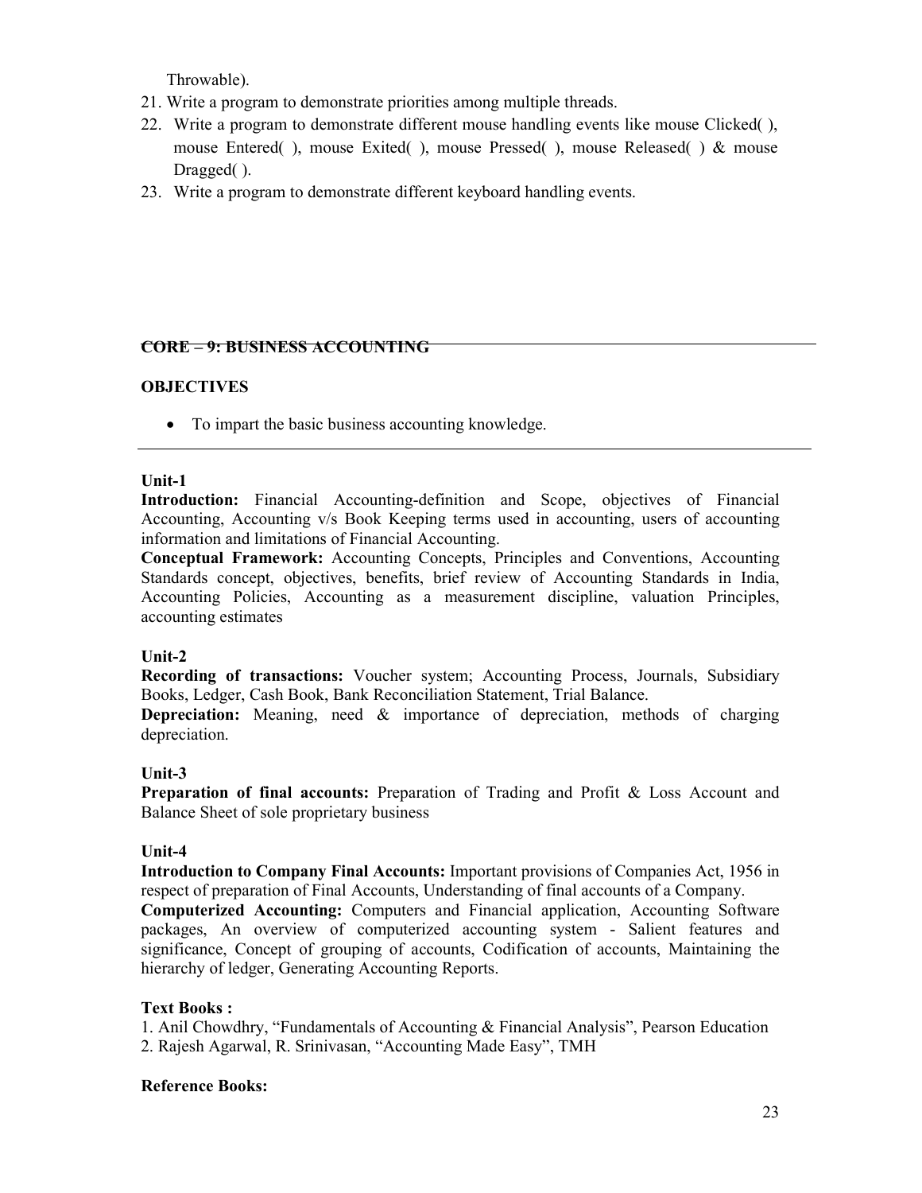Throwable).

21. Write a program to demonstrate priorities among multiple threads.
22. Write a program to demonstrate different mouse handling events like mouse Clicked( ), mouse Entered( ), mouse Exited( ), mouse Pressed( ), mouse Released( ) & mouse Dragged( ).
23. Write a program to demonstrate different keyboard handling events.

## CORE – 9: BUSINESS ACCOUNTING

**OBJECTIVES**

- To impart the basic business accounting knowledge.

---

**Unit-1**

**Introduction:** Financial Accounting-definition and Scope, objectives of Financial Accounting, Accounting v/s Book Keeping terms used in accounting, users of accounting information and limitations of Financial Accounting.

**Conceptual Framework:** Accounting Concepts, Principles and Conventions, Accounting Standards concept, objectives, benefits, brief review of Accounting Standards in India, Accounting Policies, Accounting as a measurement discipline, valuation Principles, accounting estimates

**Unit-2**

**Recording of transactions:** Voucher system; Accounting Process, Journals, Subsidiary Books, Ledger, Cash Book, Bank Reconciliation Statement, Trial Balance.

**Depreciation:** Meaning, need & importance of depreciation, methods of charging depreciation.

**Unit-3**

**Preparation of final accounts:** Preparation of Trading and Profit & Loss Account and Balance Sheet of sole proprietary business

**Unit-4**

**Introduction to Company Final Accounts:** Important provisions of Companies Act, 1956 in respect of preparation of Final Accounts, Understanding of final accounts of a Company.

**Computerized Accounting:** Computers and Financial application, Accounting Software packages, An overview of computerized accounting system - Salient features and significance, Concept of grouping of accounts, Codification of accounts, Maintaining the hierarchy of ledger, Generating Accounting Reports.

**Text Books :**

1. Anil Chowdhry, "Fundamentals of Accounting & Financial Analysis", Pearson Education
2. Rajesh Agarwal, R. Srinivasan, "Accounting Made Easy", TMH

**Reference Books:**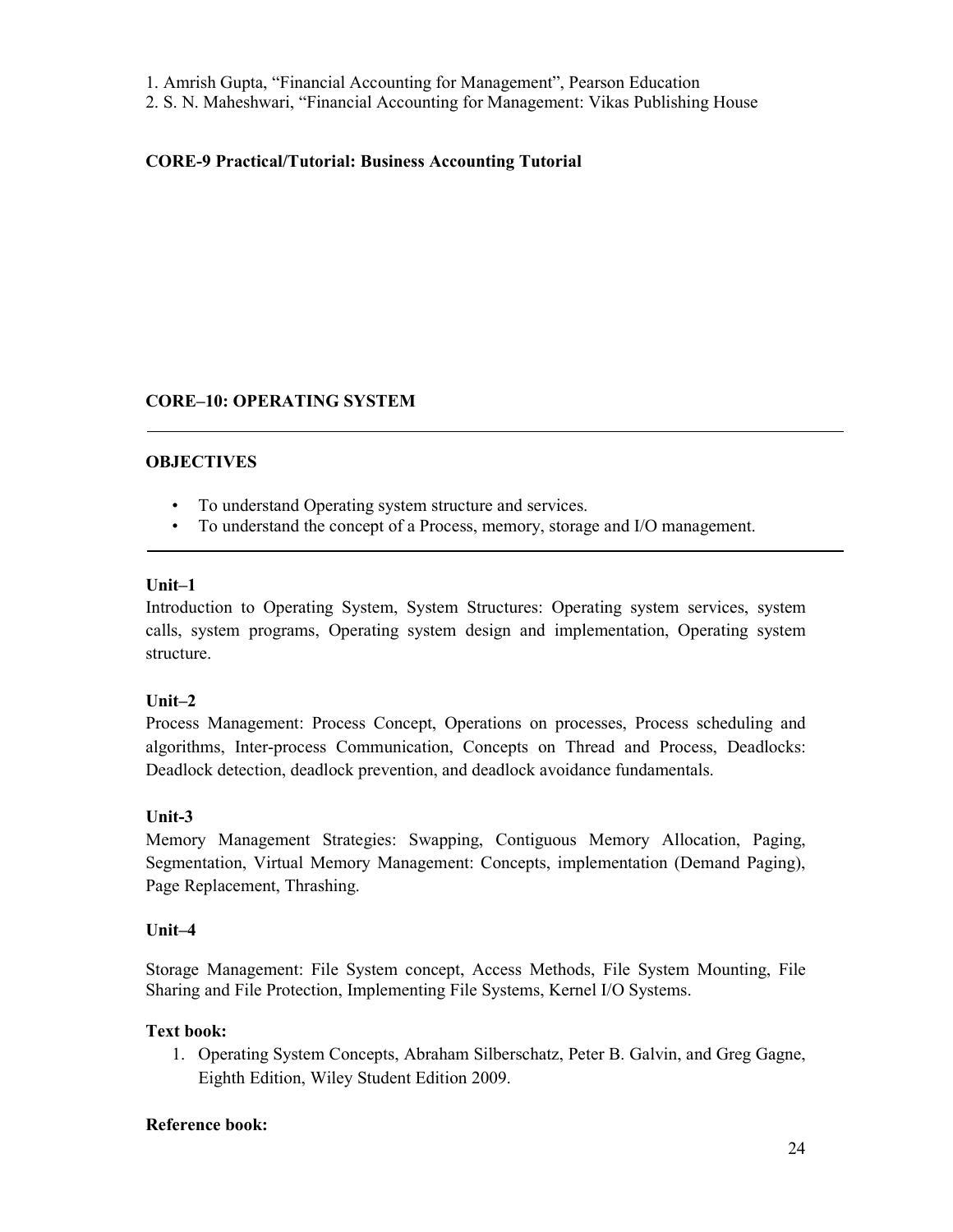1. Amrish Gupta, “Financial Accounting for Management”, Pearson Education
2. S. N. Maheshwari, “Financial Accounting for Management: Vikas Publishing House

**CORE-9 Practical/Tutorial: Business Accounting Tutorial**

## CORE–10: OPERATING SYSTEM

---

**OBJECTIVES**

- To understand Operating system structure and services.
- To understand the concept of a Process, memory, storage and I/O management.

---

**Unit–1**

Introduction to Operating System, System Structures: Operating system services, system calls, system programs, Operating system design and implementation, Operating system structure.

**Unit–2**

Process Management: Process Concept, Operations on processes, Process scheduling and algorithms, Inter-process Communication, Concepts on Thread and Process, Deadlocks: Deadlock detection, deadlock prevention, and deadlock avoidance fundamentals.

**Unit-3**

Memory Management Strategies: Swapping, Contiguous Memory Allocation, Paging, Segmentation, Virtual Memory Management: Concepts, implementation (Demand Paging), Page Replacement, Thrashing.

**Unit–4**

Storage Management: File System concept, Access Methods, File System Mounting, File Sharing and File Protection, Implementing File Systems, Kernel I/O Systems.

**Text book:**

1. Operating System Concepts, Abraham Silberschatz, Peter B. Galvin, and Greg Gagne, Eighth Edition, Wiley Student Edition 2009.

**Reference book:**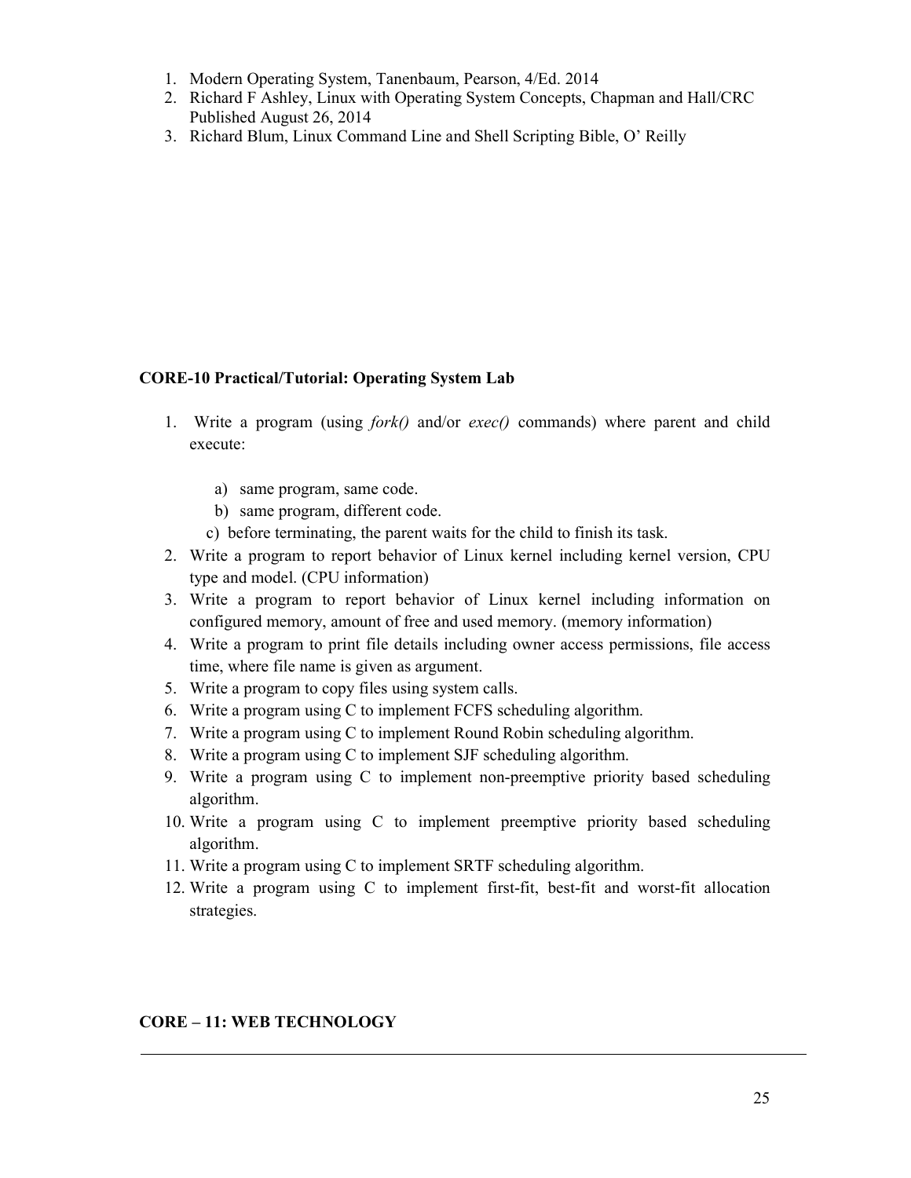1. Modern Operating System, Tanenbaum, Pearson, 4/Ed. 2014
2. Richard F Ashley, Linux with Operating System Concepts, Chapman and Hall/CRC Published August 26, 2014
3. Richard Blum, Linux Command Line and Shell Scripting Bible, O' Reilly

**CORE-10 Practical/Tutorial: Operating System Lab**

1. Write a program (using *fork()* and/or *exec()* commands) where parent and child execute:
   a) same program, same code.
   b) same program, different code.
   c) before terminating, the parent waits for the child to finish its task.
2. Write a program to report behavior of Linux kernel including kernel version, CPU type and model. (CPU information)
3. Write a program to report behavior of Linux kernel including information on configured memory, amount of free and used memory. (memory information)
4. Write a program to print file details including owner access permissions, file access time, where file name is given as argument.
5. Write a program to copy files using system calls.
6. Write a program using C to implement FCFS scheduling algorithm.
7. Write a program using C to implement Round Robin scheduling algorithm.
8. Write a program using C to implement SJF scheduling algorithm.
9. Write a program using C to implement non-preemptive priority based scheduling algorithm.
10. Write a program using C to implement preemptive priority based scheduling algorithm.
11. Write a program using C to implement SRTF scheduling algorithm.
12. Write a program using C to implement first-fit, best-fit and worst-fit allocation strategies.

**CORE – 11: WEB TECHNOLOGY**

---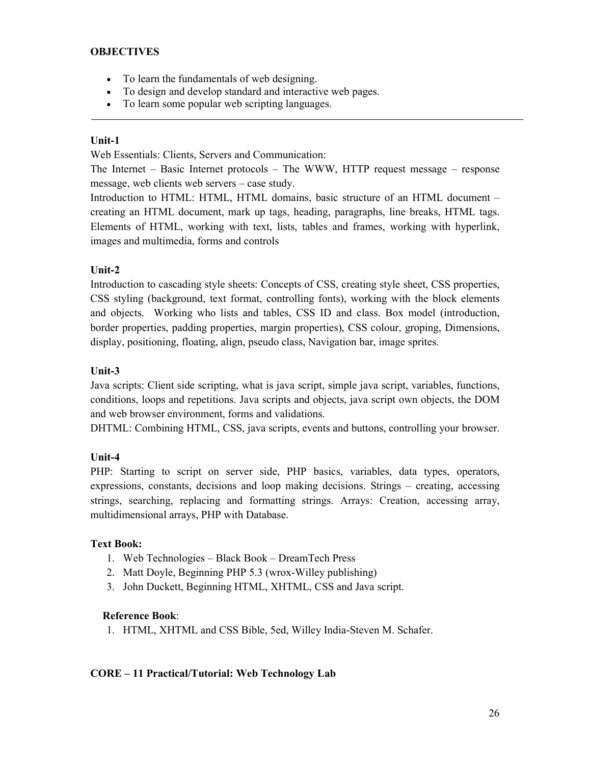**OBJECTIVES**

- To learn the fundamentals of web designing.
- To design and develop standard and interactive web pages.
- To learn some popular web scripting languages.

---

**Unit-1**

Web Essentials: Clients, Servers and Communication:

The Internet – Basic Internet protocols – The WWW, HTTP request message – response message, web clients web servers – case study.

Introduction to HTML: HTML, HTML domains, basic structure of an HTML document – creating an HTML document, mark up tags, heading, paragraphs, line breaks, HTML tags. Elements of HTML, working with text, lists, tables and frames, working with hyperlink, images and multimedia, forms and controls

**Unit-2**

Introduction to cascading style sheets: Concepts of CSS, creating style sheet, CSS properties, CSS styling (background, text format, controlling fonts), working with the block elements and objects. Working who lists and tables, CSS ID and class. Box model (introduction, border properties, padding properties, margin properties), CSS colour, groping, Dimensions, display, positioning, floating, align, pseudo class, Navigation bar, image sprites.

**Unit-3**

Java scripts: Client side scripting, what is java script, simple java script, variables, functions, conditions, loops and repetitions. Java scripts and objects, java script own objects, the DOM and web browser environment, forms and validations.

DHTML: Combining HTML, CSS, java scripts, events and buttons, controlling your browser.

**Unit-4**

PHP: Starting to script on server side, PHP basics, variables, data types, operators, expressions, constants, decisions and loop making decisions. Strings – creating, accessing strings, searching, replacing and formatting strings. Arrays: Creation, accessing array, multidimensional arrays, PHP with Database.

**Text Book:**

1. Web Technologies – Black Book – DreamTech Press
2. Matt Doyle, Beginning PHP 5.3 (wrox-Willey publishing)
3. John Duckett, Beginning HTML, XHTML, CSS and Java script.

**Reference Book**:

1. HTML, XHTML and CSS Bible, 5ed, Willey India-Steven M. Schafer.

**CORE – 11 Practical/Tutorial: Web Technology Lab**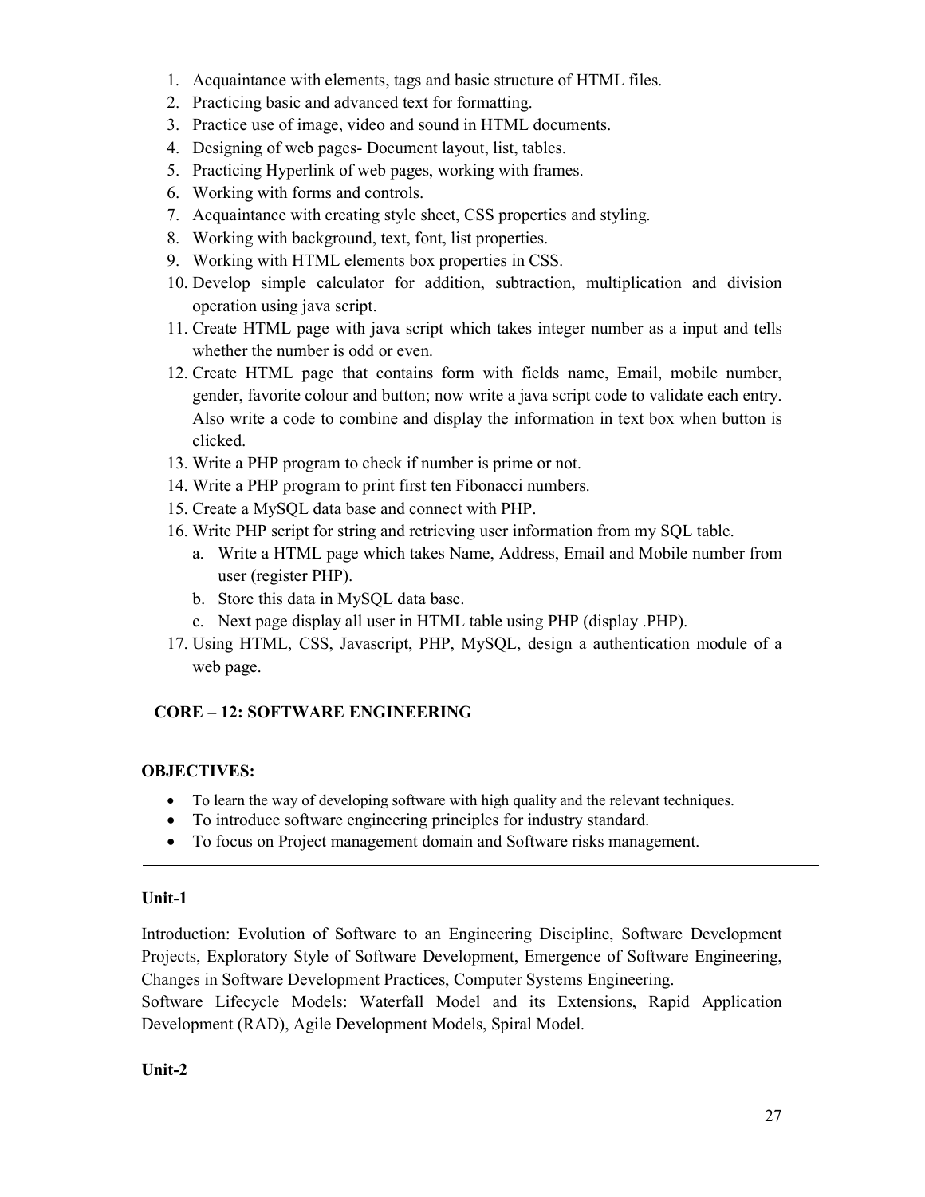1. Acquaintance with elements, tags and basic structure of HTML files.
2. Practicing basic and advanced text for formatting.
3. Practice use of image, video and sound in HTML documents.
4. Designing of web pages- Document layout, list, tables.
5. Practicing Hyperlink of web pages, working with frames.
6. Working with forms and controls.
7. Acquaintance with creating style sheet, CSS properties and styling.
8. Working with background, text, font, list properties.
9. Working with HTML elements box properties in CSS.
10. Develop simple calculator for addition, subtraction, multiplication and division operation using java script.
11. Create HTML page with java script which takes integer number as a input and tells whether the number is odd or even.
12. Create HTML page that contains form with fields name, Email, mobile number, gender, favorite colour and button; now write a java script code to validate each entry. Also write a code to combine and display the information in text box when button is clicked.
13. Write a PHP program to check if number is prime or not.
14. Write a PHP program to print first ten Fibonacci numbers.
15. Create a MySQL data base and connect with PHP.
16. Write PHP script for string and retrieving user information from my SQL table.
    a. Write a HTML page which takes Name, Address, Email and Mobile number from user (register PHP).
    b. Store this data in MySQL data base.
    c. Next page display all user in HTML table using PHP (display .PHP).
17. Using HTML, CSS, Javascript, PHP, MySQL, design a authentication module of a web page.

## CORE – 12: SOFTWARE ENGINEERING

---

**OBJECTIVES:**

- To learn the way of developing software with high quality and the relevant techniques.
- To introduce software engineering principles for industry standard.
- To focus on Project management domain and Software risks management.

---

**Unit-1**

Introduction: Evolution of Software to an Engineering Discipline, Software Development Projects, Exploratory Style of Software Development, Emergence of Software Engineering, Changes in Software Development Practices, Computer Systems Engineering.
Software Lifecycle Models: Waterfall Model and its Extensions, Rapid Application Development (RAD), Agile Development Models, Spiral Model.

**Unit-2**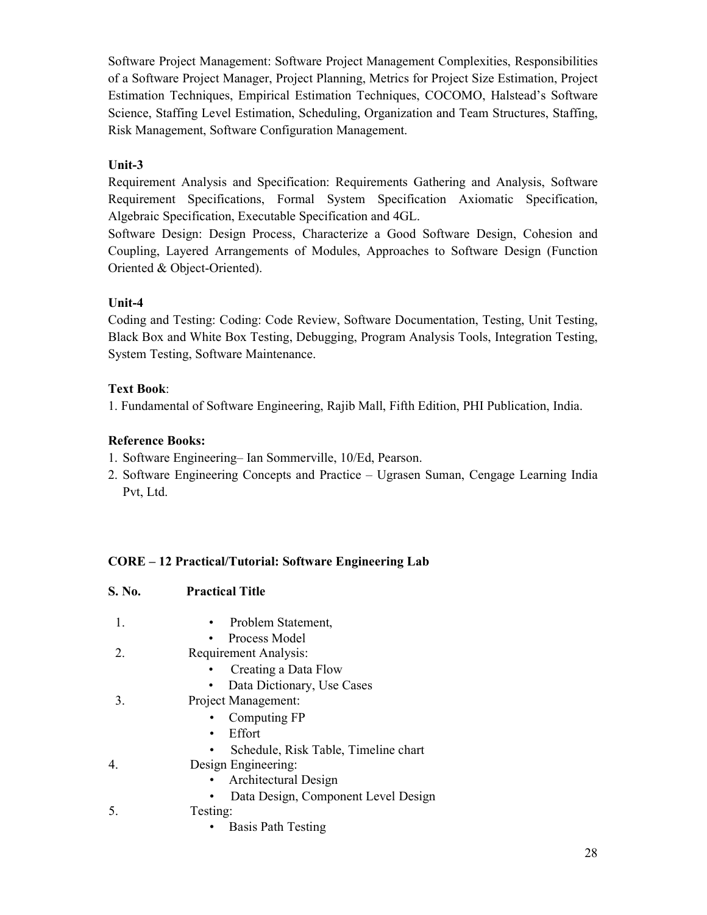Software Project Management: Software Project Management Complexities, Responsibilities of a Software Project Manager, Project Planning, Metrics for Project Size Estimation, Project Estimation Techniques, Empirical Estimation Techniques, COCOMO, Halstead's Software Science, Staffing Level Estimation, Scheduling, Organization and Team Structures, Staffing, Risk Management, Software Configuration Management.

**Unit-3**

Requirement Analysis and Specification: Requirements Gathering and Analysis, Software Requirement Specifications, Formal System Specification Axiomatic Specification, Algebraic Specification, Executable Specification and 4GL.

Software Design: Design Process, Characterize a Good Software Design, Cohesion and Coupling, Layered Arrangements of Modules, Approaches to Software Design (Function Oriented & Object-Oriented).

**Unit-4**

Coding and Testing: Coding: Code Review, Software Documentation, Testing, Unit Testing, Black Box and White Box Testing, Debugging, Program Analysis Tools, Integration Testing, System Testing, Software Maintenance.

**Text Book**:

1. Fundamental of Software Engineering, Rajib Mall, Fifth Edition, PHI Publication, India.

**Reference Books:**

1. Software Engineering– Ian Sommerville, 10/Ed, Pearson.
2. Software Engineering Concepts and Practice – Ugrasen Suman, Cengage Learning India Pvt, Ltd.

**CORE – 12 Practical/Tutorial: Software Engineering Lab**

| S. No. | Practical Title |
|---|---|
| 1. | • Problem Statement,<br>• Process Model |
| 2. | Requirement Analysis:<br>• Creating a Data Flow<br>• Data Dictionary, Use Cases |
| 3. | Project Management:<br>• Computing FP<br>• Effort<br>• Schedule, Risk Table, Timeline chart |
| 4. | Design Engineering:<br>• Architectural Design<br>• Data Design, Component Level Design |
| 5. | Testing:<br>• Basis Path Testing |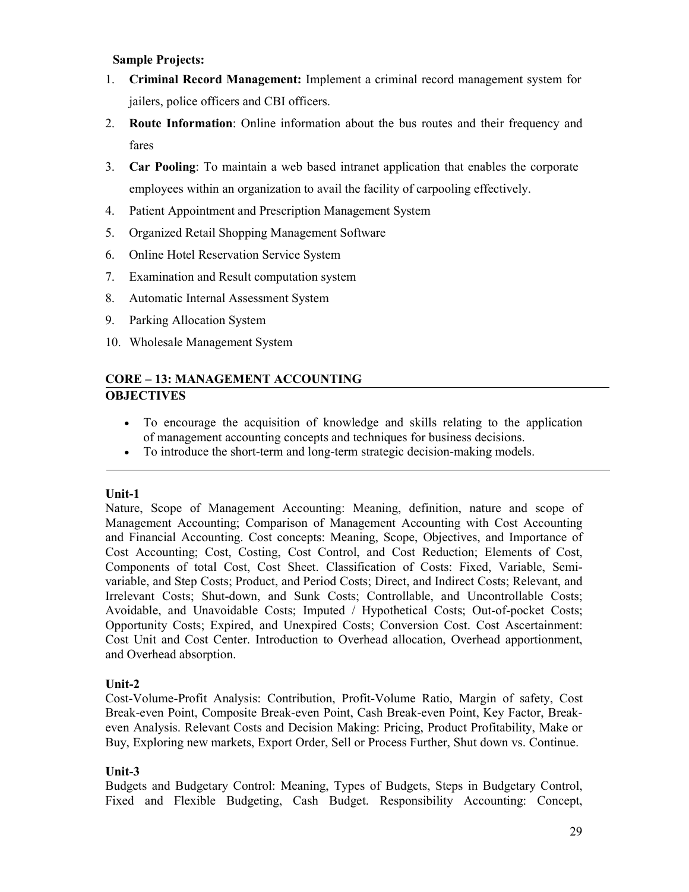**Sample Projects:**

1. **Criminal Record Management:** Implement a criminal record management system for jailers, police officers and CBI officers.
2. **Route Information**: Online information about the bus routes and their frequency and fares
3. **Car Pooling**: To maintain a web based intranet application that enables the corporate employees within an organization to avail the facility of carpooling effectively.
4. Patient Appointment and Prescription Management System
5. Organized Retail Shopping Management Software
6. Online Hotel Reservation Service System
7. Examination and Result computation system
8. Automatic Internal Assessment System
9. Parking Allocation System
10. Wholesale Management System

## CORE – 13: MANAGEMENT ACCOUNTING

### OBJECTIVES

- To encourage the acquisition of knowledge and skills relating to the application of management accounting concepts and techniques for business decisions.
- To introduce the short-term and long-term strategic decision-making models.

### Unit-1

Nature, Scope of Management Accounting: Meaning, definition, nature and scope of Management Accounting; Comparison of Management Accounting with Cost Accounting and Financial Accounting. Cost concepts: Meaning, Scope, Objectives, and Importance of Cost Accounting; Cost, Costing, Cost Control, and Cost Reduction; Elements of Cost, Components of total Cost, Cost Sheet. Classification of Costs: Fixed, Variable, Semi-variable, and Step Costs; Product, and Period Costs; Direct, and Indirect Costs; Relevant, and Irrelevant Costs; Shut-down, and Sunk Costs; Controllable, and Uncontrollable Costs; Avoidable, and Unavoidable Costs; Imputed / Hypothetical Costs; Out-of-pocket Costs; Opportunity Costs; Expired, and Unexpired Costs; Conversion Cost. Cost Ascertainment: Cost Unit and Cost Center. Introduction to Overhead allocation, Overhead apportionment, and Overhead absorption.

### Unit-2

Cost-Volume-Profit Analysis: Contribution, Profit-Volume Ratio, Margin of safety, Cost Break-even Point, Composite Break-even Point, Cash Break-even Point, Key Factor, Break-even Analysis. Relevant Costs and Decision Making: Pricing, Product Profitability, Make or Buy, Exploring new markets, Export Order, Sell or Process Further, Shut down vs. Continue.

### Unit-3

Budgets and Budgetary Control: Meaning, Types of Budgets, Steps in Budgetary Control, Fixed and Flexible Budgeting, Cash Budget. Responsibility Accounting: Concept,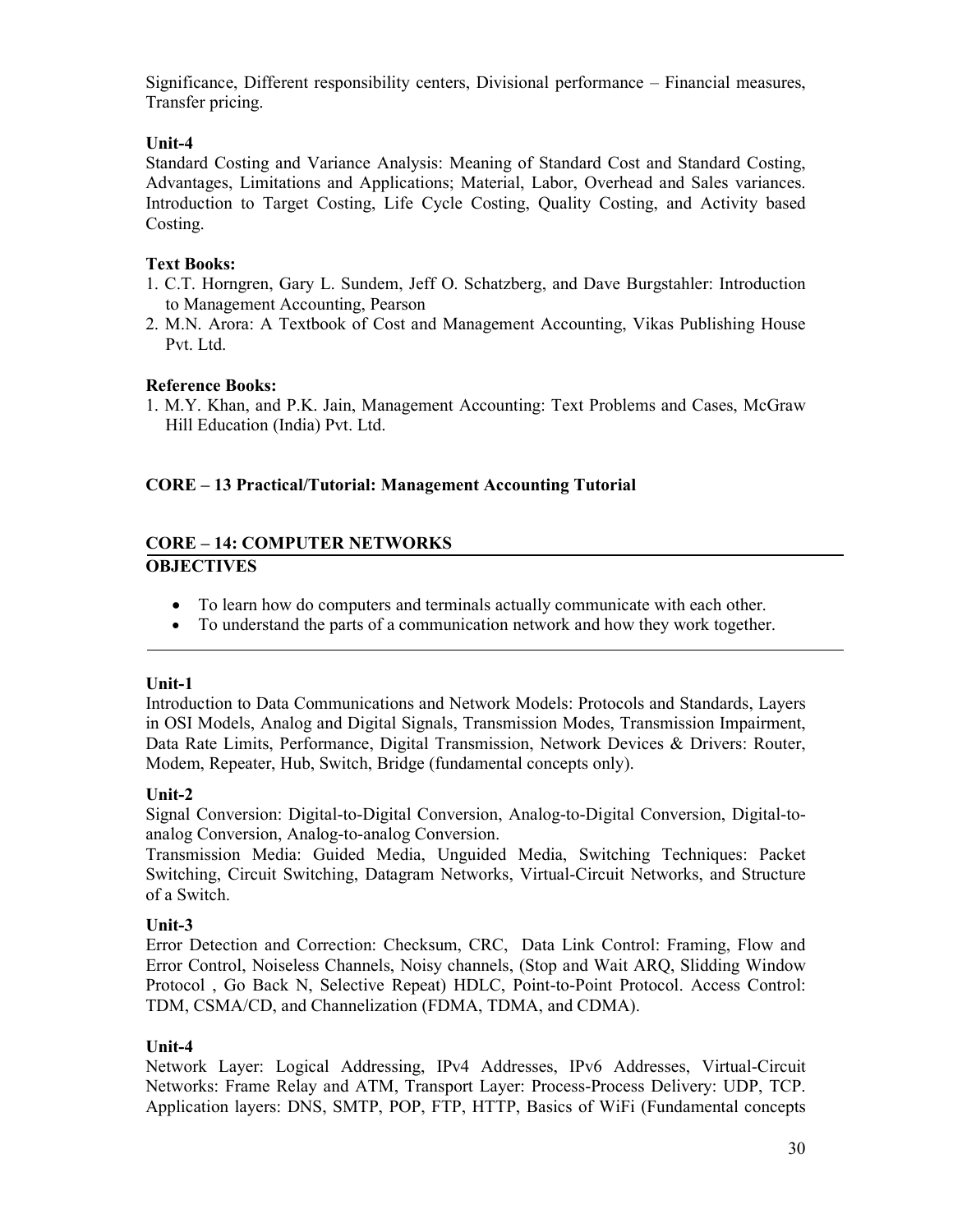Significance, Different responsibility centers, Divisional performance – Financial measures, Transfer pricing.

**Unit-4**

Standard Costing and Variance Analysis: Meaning of Standard Cost and Standard Costing, Advantages, Limitations and Applications; Material, Labor, Overhead and Sales variances. Introduction to Target Costing, Life Cycle Costing, Quality Costing, and Activity based Costing.

**Text Books:**

1. C.T. Horngren, Gary L. Sundem, Jeff O. Schatzberg, and Dave Burgstahler: Introduction to Management Accounting, Pearson
2. M.N. Arora: A Textbook of Cost and Management Accounting, Vikas Publishing House Pvt. Ltd.

**Reference Books:**

1. M.Y. Khan, and P.K. Jain, Management Accounting: Text Problems and Cases, McGraw Hill Education (India) Pvt. Ltd.

**CORE – 13 Practical/Tutorial: Management Accounting Tutorial**

## CORE – 14: COMPUTER NETWORKS

**OBJECTIVES**

- To learn how do computers and terminals actually communicate with each other.
- To understand the parts of a communication network and how they work together.

---

**Unit-1**

Introduction to Data Communications and Network Models: Protocols and Standards, Layers in OSI Models, Analog and Digital Signals, Transmission Modes, Transmission Impairment, Data Rate Limits, Performance, Digital Transmission, Network Devices & Drivers: Router, Modem, Repeater, Hub, Switch, Bridge (fundamental concepts only).

**Unit-2**

Signal Conversion: Digital-to-Digital Conversion, Analog-to-Digital Conversion, Digital-to-analog Conversion, Analog-to-analog Conversion.

Transmission Media: Guided Media, Unguided Media, Switching Techniques: Packet Switching, Circuit Switching, Datagram Networks, Virtual-Circuit Networks, and Structure of a Switch.

**Unit-3**

Error Detection and Correction: Checksum, CRC, Data Link Control: Framing, Flow and Error Control, Noiseless Channels, Noisy channels, (Stop and Wait ARQ, Slidding Window Protocol , Go Back N, Selective Repeat) HDLC, Point-to-Point Protocol. Access Control: TDM, CSMA/CD, and Channelization (FDMA, TDMA, and CDMA).

**Unit-4**

Network Layer: Logical Addressing, IPv4 Addresses, IPv6 Addresses, Virtual-Circuit Networks: Frame Relay and ATM, Transport Layer: Process-Process Delivery: UDP, TCP. Application layers: DNS, SMTP, POP, FTP, HTTP, Basics of WiFi (Fundamental concepts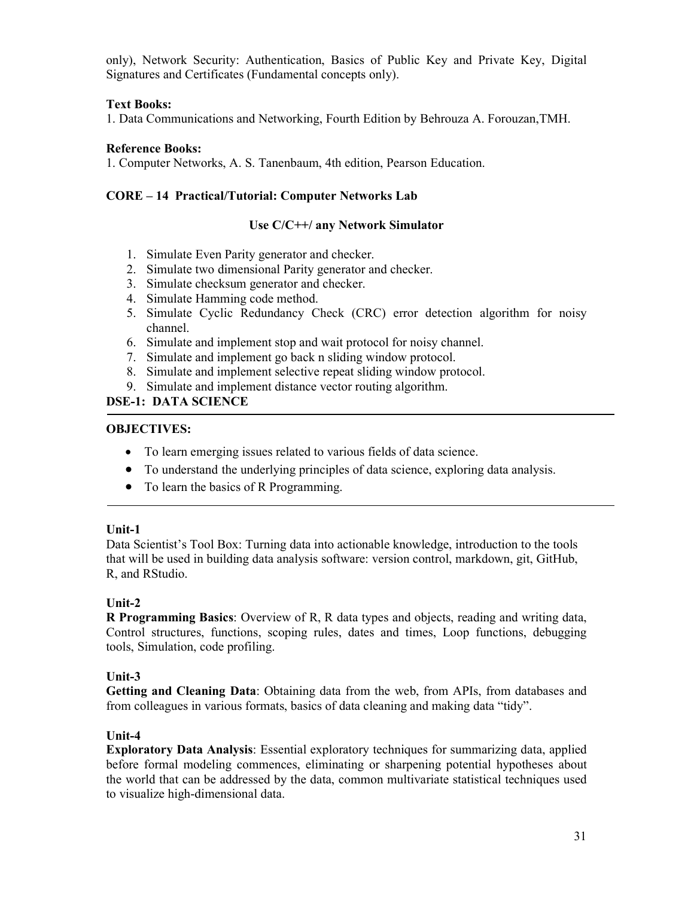only), Network Security: Authentication, Basics of Public Key and Private Key, Digital Signatures and Certificates (Fundamental concepts only).

**Text Books:**
1. Data Communications and Networking, Fourth Edition by Behrouza A. Forouzan,TMH.

**Reference Books:**
1. Computer Networks, A. S. Tanenbaum, 4th edition, Pearson Education.

**CORE – 14 Practical/Tutorial: Computer Networks Lab**

**Use C/C++/ any Network Simulator**

1. Simulate Even Parity generator and checker.
2. Simulate two dimensional Parity generator and checker.
3. Simulate checksum generator and checker.
4. Simulate Hamming code method.
5. Simulate Cyclic Redundancy Check (CRC) error detection algorithm for noisy channel.
6. Simulate and implement stop and wait protocol for noisy channel.
7. Simulate and implement go back n sliding window protocol.
8. Simulate and implement selective repeat sliding window protocol.
9. Simulate and implement distance vector routing algorithm.

## DSE-1: DATA SCIENCE

---

**OBJECTIVES:**

- To learn emerging issues related to various fields of data science.
- To understand the underlying principles of data science, exploring data analysis.
- To learn the basics of R Programming.

---

**Unit-1**
Data Scientist's Tool Box: Turning data into actionable knowledge, introduction to the tools that will be used in building data analysis software: version control, markdown, git, GitHub, R, and RStudio.

**Unit-2**
**R Programming Basics**: Overview of R, R data types and objects, reading and writing data, Control structures, functions, scoping rules, dates and times, Loop functions, debugging tools, Simulation, code profiling.

**Unit-3**
**Getting and Cleaning Data**: Obtaining data from the web, from APIs, from databases and from colleagues in various formats, basics of data cleaning and making data "tidy".

**Unit-4**
**Exploratory Data Analysis**: Essential exploratory techniques for summarizing data, applied before formal modeling commences, eliminating or sharpening potential hypotheses about the world that can be addressed by the data, common multivariate statistical techniques used to visualize high-dimensional data.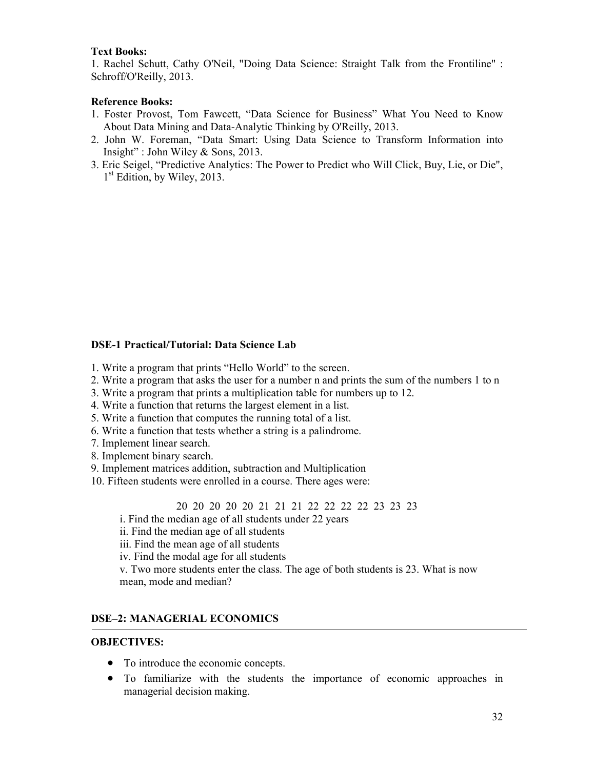**Text Books:**

1. Rachel Schutt, Cathy O'Neil, "Doing Data Science: Straight Talk from the Frontiline" : Schroff/O'Reilly, 2013.

**Reference Books:**

1. Foster Provost, Tom Fawcett, "Data Science for Business" What You Need to Know About Data Mining and Data-Analytic Thinking by O'Reilly, 2013.
2. John W. Foreman, "Data Smart: Using Data Science to Transform Information into Insight" : John Wiley & Sons, 2013.
3. Eric Seigel, "Predictive Analytics: The Power to Predict who Will Click, Buy, Lie, or Die", 1st Edition, by Wiley, 2013.

**DSE-1 Practical/Tutorial: Data Science Lab**

1. Write a program that prints "Hello World" to the screen.
2. Write a program that asks the user for a number n and prints the sum of the numbers 1 to n
3. Write a program that prints a multiplication table for numbers up to 12.
4. Write a function that returns the largest element in a list.
5. Write a function that computes the running total of a list.
6. Write a function that tests whether a string is a palindrome.
7. Implement linear search.
8. Implement binary search.
9. Implement matrices addition, subtraction and Multiplication
10. Fifteen students were enrolled in a course. There ages were:

    20 20 20 20 20 21 21 21 22 22 22 22 23 23 23

    i. Find the median age of all students under 22 years

    ii. Find the median age of all students

    iii. Find the mean age of all students

    iv. Find the modal age for all students

    v. Two more students enter the class. The age of both students is 23. What is now mean, mode and median?

**DSE–2: MANAGERIAL ECONOMICS**

**OBJECTIVES:**

- To introduce the economic concepts.
- To familiarize with the students the importance of economic approaches in managerial decision making.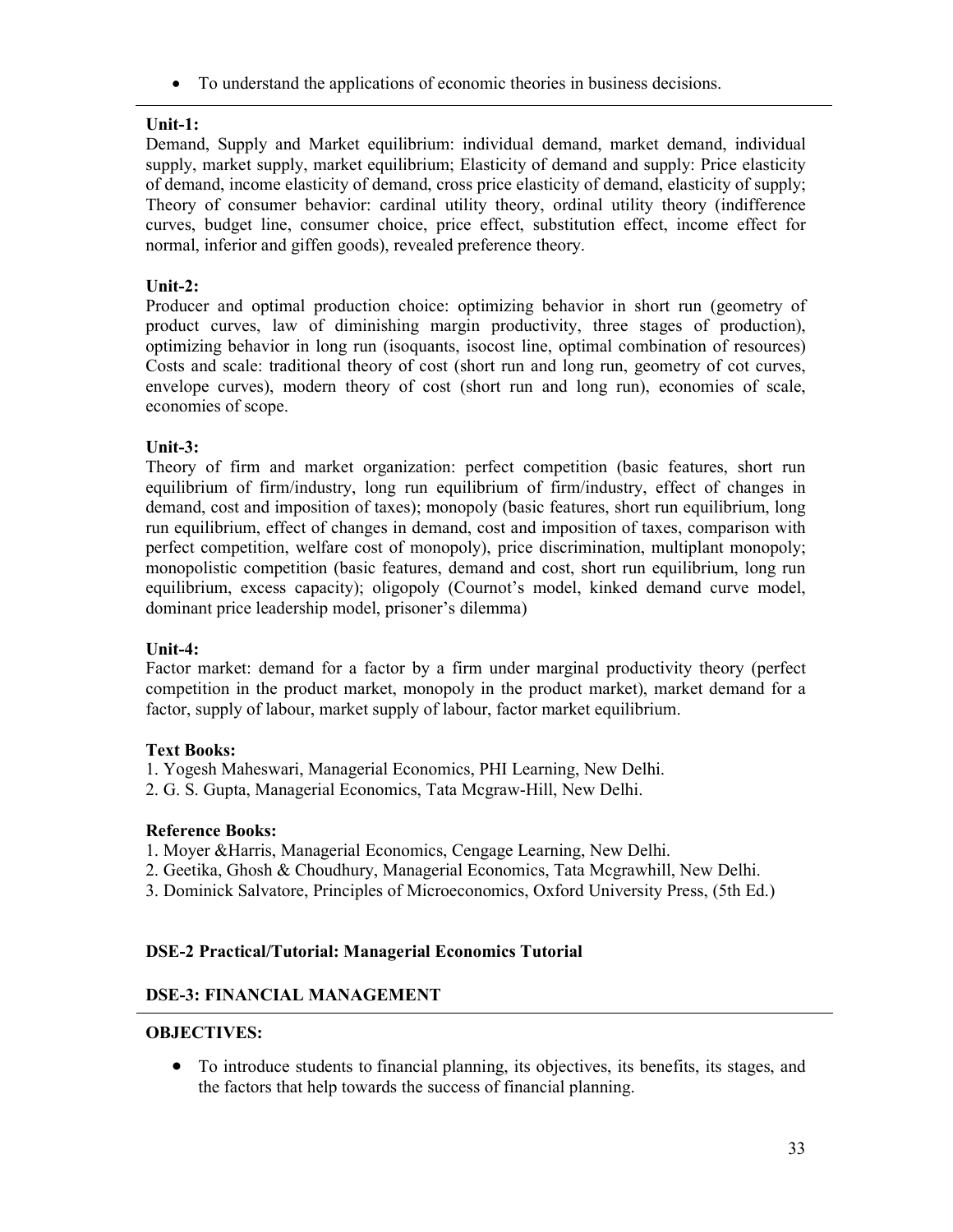- To understand the applications of economic theories in business decisions.

---

**Unit-1:**

Demand, Supply and Market equilibrium: individual demand, market demand, individual supply, market supply, market equilibrium; Elasticity of demand and supply: Price elasticity of demand, income elasticity of demand, cross price elasticity of demand, elasticity of supply; Theory of consumer behavior: cardinal utility theory, ordinal utility theory (indifference curves, budget line, consumer choice, price effect, substitution effect, income effect for normal, inferior and giffen goods), revealed preference theory.

**Unit-2:**

Producer and optimal production choice: optimizing behavior in short run (geometry of product curves, law of diminishing margin productivity, three stages of production), optimizing behavior in long run (isoquants, isocost line, optimal combination of resources) Costs and scale: traditional theory of cost (short run and long run, geometry of cot curves, envelope curves), modern theory of cost (short run and long run), economies of scale, economies of scope.

**Unit-3:**

Theory of firm and market organization: perfect competition (basic features, short run equilibrium of firm/industry, long run equilibrium of firm/industry, effect of changes in demand, cost and imposition of taxes); monopoly (basic features, short run equilibrium, long run equilibrium, effect of changes in demand, cost and imposition of taxes, comparison with perfect competition, welfare cost of monopoly), price discrimination, multiplant monopoly; monopolistic competition (basic features, demand and cost, short run equilibrium, long run equilibrium, excess capacity); oligopoly (Cournot's model, kinked demand curve model, dominant price leadership model, prisoner's dilemma)

**Unit-4:**

Factor market: demand for a factor by a firm under marginal productivity theory (perfect competition in the product market, monopoly in the product market), market demand for a factor, supply of labour, market supply of labour, factor market equilibrium.

**Text Books:**

1. Yogesh Maheswari, Managerial Economics, PHI Learning, New Delhi.
2. G. S. Gupta, Managerial Economics, Tata Mcgraw-Hill, New Delhi.

**Reference Books:**

1. Moyer &Harris, Managerial Economics, Cengage Learning, New Delhi.
2. Geetika, Ghosh & Choudhury, Managerial Economics, Tata Mcgrawhill, New Delhi.
3. Dominick Salvatore, Principles of Microeconomics, Oxford University Press, (5th Ed.)

**DSE-2 Practical/Tutorial: Managerial Economics Tutorial**

**DSE-3: FINANCIAL MANAGEMENT**

---

**OBJECTIVES:**

- To introduce students to financial planning, its objectives, its benefits, its stages, and the factors that help towards the success of financial planning.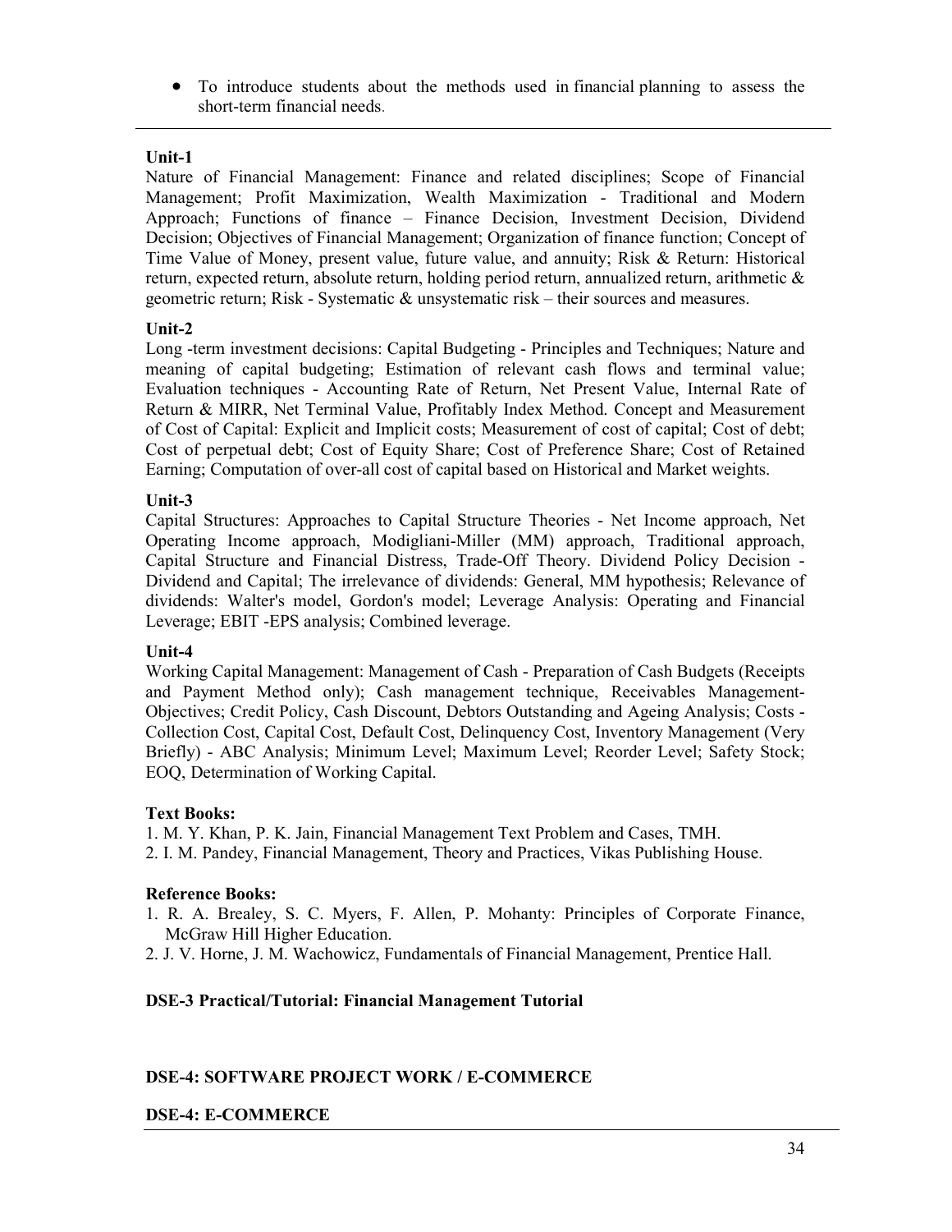- To introduce students about the methods used in financial planning to assess the short-term financial needs.

---

**Unit-1**

Nature of Financial Management: Finance and related disciplines; Scope of Financial Management; Profit Maximization, Wealth Maximization - Traditional and Modern Approach; Functions of finance – Finance Decision, Investment Decision, Dividend Decision; Objectives of Financial Management; Organization of finance function; Concept of Time Value of Money, present value, future value, and annuity; Risk & Return: Historical return, expected return, absolute return, holding period return, annualized return, arithmetic & geometric return; Risk - Systematic & unsystematic risk – their sources and measures.

**Unit-2**

Long -term investment decisions: Capital Budgeting - Principles and Techniques; Nature and meaning of capital budgeting; Estimation of relevant cash flows and terminal value; Evaluation techniques - Accounting Rate of Return, Net Present Value, Internal Rate of Return & MIRR, Net Terminal Value, Profitably Index Method. Concept and Measurement of Cost of Capital: Explicit and Implicit costs; Measurement of cost of capital; Cost of debt; Cost of perpetual debt; Cost of Equity Share; Cost of Preference Share; Cost of Retained Earning; Computation of over-all cost of capital based on Historical and Market weights.

**Unit-3**

Capital Structures: Approaches to Capital Structure Theories - Net Income approach, Net Operating Income approach, Modigliani-Miller (MM) approach, Traditional approach, Capital Structure and Financial Distress, Trade-Off Theory. Dividend Policy Decision - Dividend and Capital; The irrelevance of dividends: General, MM hypothesis; Relevance of dividends: Walter's model, Gordon's model; Leverage Analysis: Operating and Financial Leverage; EBIT -EPS analysis; Combined leverage.

**Unit-4**

Working Capital Management: Management of Cash - Preparation of Cash Budgets (Receipts and Payment Method only); Cash management technique, Receivables Management-Objectives; Credit Policy, Cash Discount, Debtors Outstanding and Ageing Analysis; Costs - Collection Cost, Capital Cost, Default Cost, Delinquency Cost, Inventory Management (Very Briefly) - ABC Analysis; Minimum Level; Maximum Level; Reorder Level; Safety Stock; EOQ, Determination of Working Capital.

**Text Books:**

1. M. Y. Khan, P. K. Jain, Financial Management Text Problem and Cases, TMH.
2. I. M. Pandey, Financial Management, Theory and Practices, Vikas Publishing House.

**Reference Books:**

1. R. A. Brealey, S. C. Myers, F. Allen, P. Mohanty: Principles of Corporate Finance, McGraw Hill Higher Education.
2. J. V. Horne, J. M. Wachowicz, Fundamentals of Financial Management, Prentice Hall.

**DSE-3 Practical/Tutorial: Financial Management Tutorial**

**DSE-4: SOFTWARE PROJECT WORK / E-COMMERCE**

**DSE-4: E-COMMERCE**

---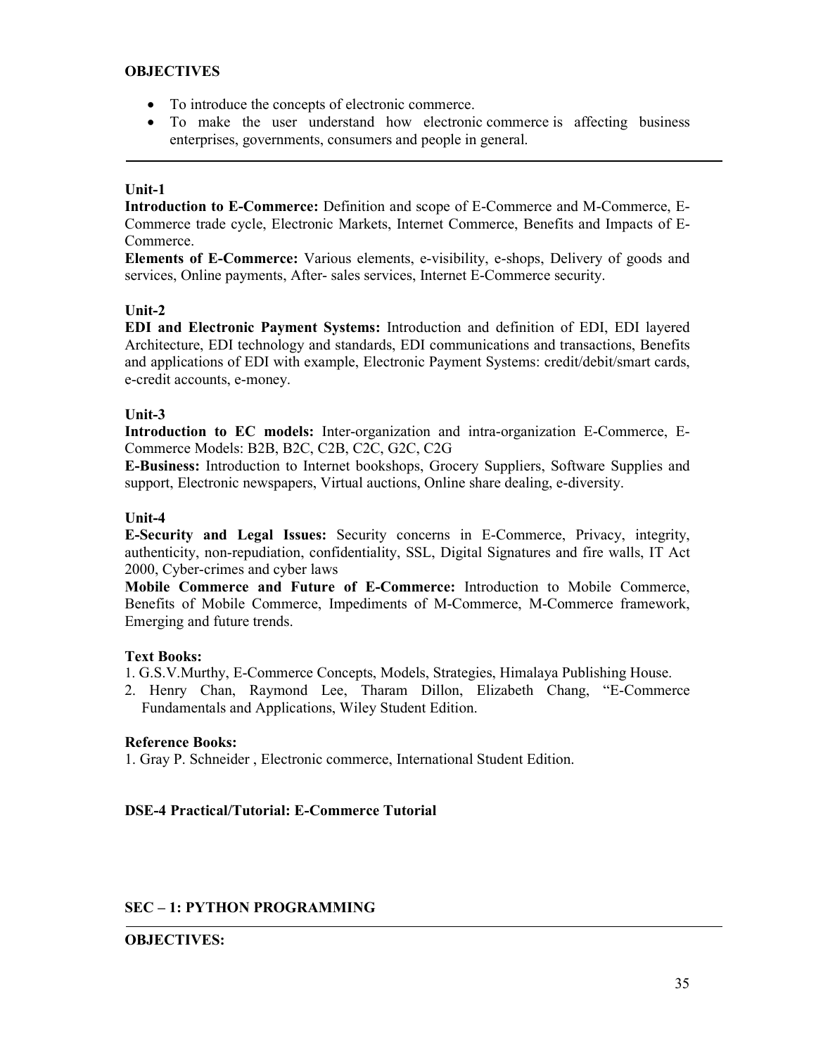**OBJECTIVES**

- To introduce the concepts of electronic commerce.
- To make the user understand how electronic commerce is affecting business enterprises, governments, consumers and people in general.

---

**Unit-1**

**Introduction to E-Commerce:** Definition and scope of E-Commerce and M-Commerce, E-Commerce trade cycle, Electronic Markets, Internet Commerce, Benefits and Impacts of E-Commerce.

**Elements of E-Commerce:** Various elements, e-visibility, e-shops, Delivery of goods and services, Online payments, After- sales services, Internet E-Commerce security.

**Unit-2**

**EDI and Electronic Payment Systems:** Introduction and definition of EDI, EDI layered Architecture, EDI technology and standards, EDI communications and transactions, Benefits and applications of EDI with example, Electronic Payment Systems: credit/debit/smart cards, e-credit accounts, e-money.

**Unit-3**

**Introduction to EC models:** Inter-organization and intra-organization E-Commerce, E-Commerce Models: B2B, B2C, C2B, C2C, G2C, C2G

**E-Business:** Introduction to Internet bookshops, Grocery Suppliers, Software Supplies and support, Electronic newspapers, Virtual auctions, Online share dealing, e-diversity.

**Unit-4**

**E-Security and Legal Issues:** Security concerns in E-Commerce, Privacy, integrity, authenticity, non-repudiation, confidentiality, SSL, Digital Signatures and fire walls, IT Act 2000, Cyber-crimes and cyber laws

**Mobile Commerce and Future of E-Commerce:** Introduction to Mobile Commerce, Benefits of Mobile Commerce, Impediments of M-Commerce, M-Commerce framework, Emerging and future trends.

**Text Books:**

1. G.S.V.Murthy, E-Commerce Concepts, Models, Strategies, Himalaya Publishing House.
2. Henry Chan, Raymond Lee, Tharam Dillon, Elizabeth Chang, "E-Commerce Fundamentals and Applications, Wiley Student Edition.

**Reference Books:**

1. Gray P. Schneider , Electronic commerce, International Student Edition.

**DSE-4 Practical/Tutorial: E-Commerce Tutorial**

**SEC – 1: PYTHON PROGRAMMING**

---

**OBJECTIVES:**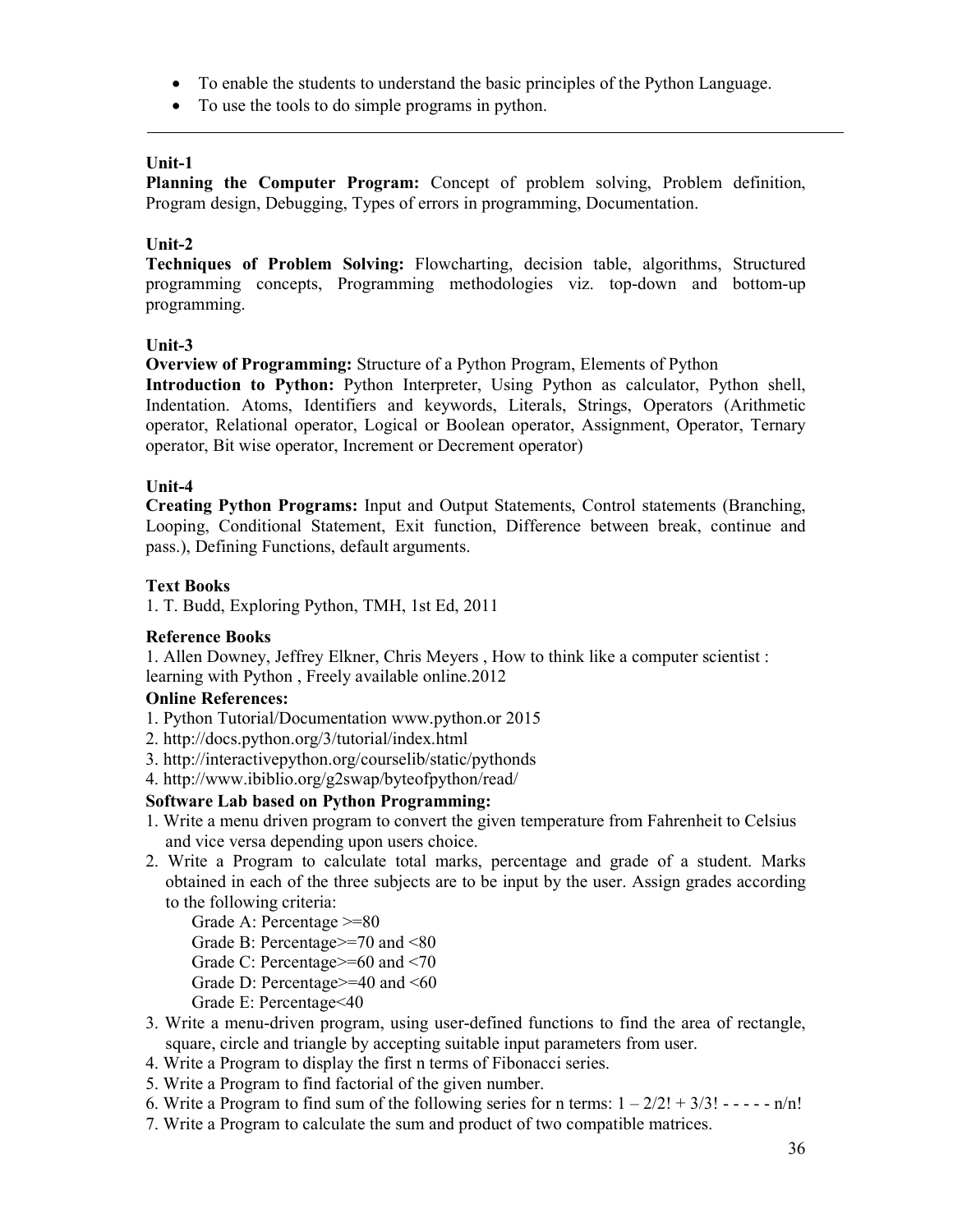- To enable the students to understand the basic principles of the Python Language.
- To use the tools to do simple programs in python.

---

**Unit-1**

**Planning the Computer Program:** Concept of problem solving, Problem definition, Program design, Debugging, Types of errors in programming, Documentation.

**Unit-2**

**Techniques of Problem Solving:** Flowcharting, decision table, algorithms, Structured programming concepts, Programming methodologies viz. top-down and bottom-up programming.

**Unit-3**

**Overview of Programming:** Structure of a Python Program, Elements of Python

**Introduction to Python:** Python Interpreter, Using Python as calculator, Python shell, Indentation. Atoms, Identifiers and keywords, Literals, Strings, Operators (Arithmetic operator, Relational operator, Logical or Boolean operator, Assignment, Operator, Ternary operator, Bit wise operator, Increment or Decrement operator)

**Unit-4**

**Creating Python Programs:** Input and Output Statements, Control statements (Branching, Looping, Conditional Statement, Exit function, Difference between break, continue and pass.), Defining Functions, default arguments.

**Text Books**

1. T. Budd, Exploring Python, TMH, 1st Ed, 2011

**Reference Books**

1. Allen Downey, Jeffrey Elkner, Chris Meyers , How to think like a computer scientist : learning with Python , Freely available online.2012

**Online References:**

1. Python Tutorial/Documentation www.python.or 2015
2. http://docs.python.org/3/tutorial/index.html
3. http://interactivepython.org/courselib/static/pythonds
4. http://www.ibiblio.org/g2swap/byteofpython/read/

**Software Lab based on Python Programming:**

1. Write a menu driven program to convert the given temperature from Fahrenheit to Celsius and vice versa depending upon users choice.
2. Write a Program to calculate total marks, percentage and grade of a student. Marks obtained in each of the three subjects are to be input by the user. Assign grades according to the following criteria:
   - Grade A: Percentage >=80
   - Grade B: Percentage>=70 and <80
   - Grade C: Percentage>=60 and <70
   - Grade D: Percentage>=40 and <60
   - Grade E: Percentage<40
3. Write a menu-driven program, using user-defined functions to find the area of rectangle, square, circle and triangle by accepting suitable input parameters from user.
4. Write a Program to display the first n terms of Fibonacci series.
5. Write a Program to find factorial of the given number.
6. Write a Program to find sum of the following series for n terms: $1 - 2/2! + 3/3! - - - - - n/n!$
7. Write a Program to calculate the sum and product of two compatible matrices.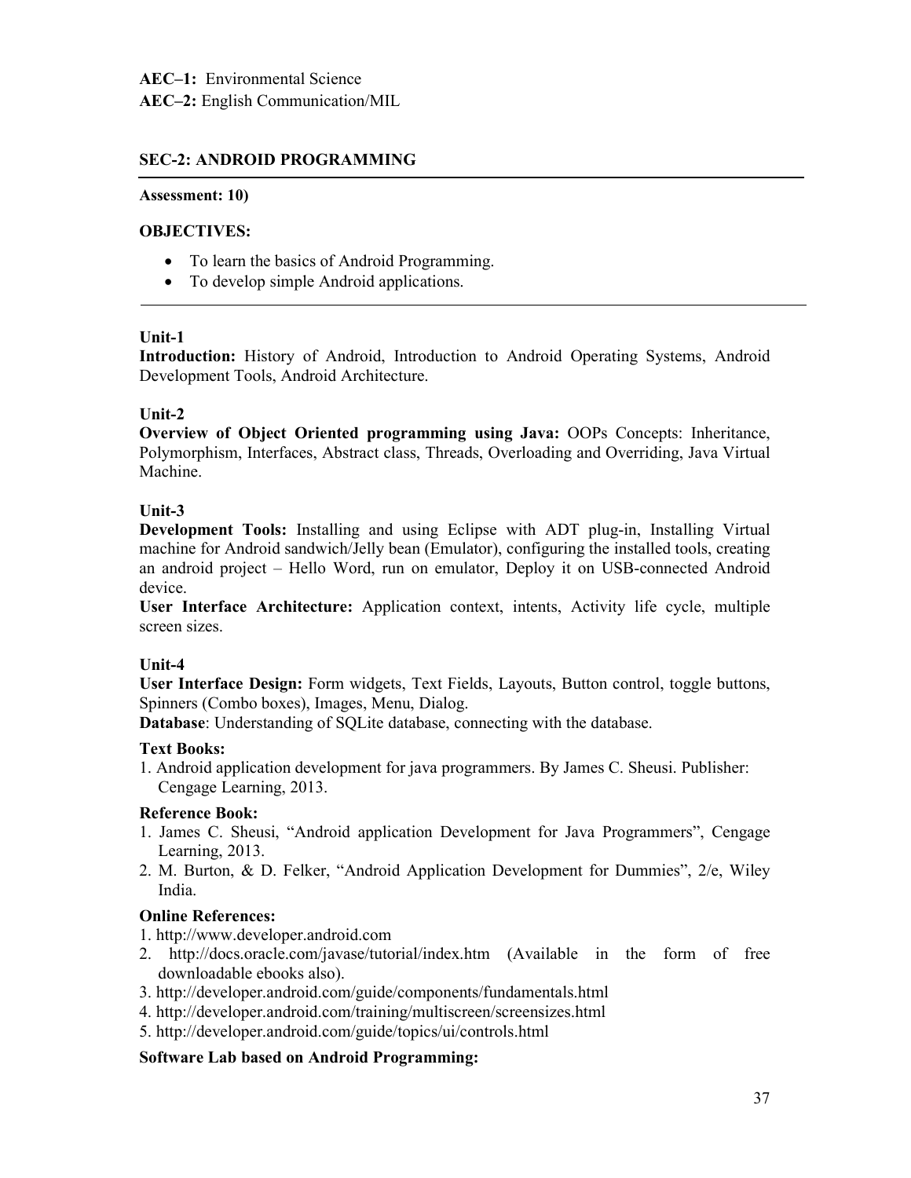**AEC–1:** Environmental Science

**AEC–2:** English Communication/MIL

**SEC-2: ANDROID PROGRAMMING**

**Assessment: 10)**

**OBJECTIVES:**

- To learn the basics of Android Programming.
- To develop simple Android applications.

**Unit-1**

**Introduction:** History of Android, Introduction to Android Operating Systems, Android Development Tools, Android Architecture.

**Unit-2**

**Overview of Object Oriented programming using Java:** OOPs Concepts: Inheritance, Polymorphism, Interfaces, Abstract class, Threads, Overloading and Overriding, Java Virtual Machine.

**Unit-3**

**Development Tools:** Installing and using Eclipse with ADT plug-in, Installing Virtual machine for Android sandwich/Jelly bean (Emulator), configuring the installed tools, creating an android project – Hello Word, run on emulator, Deploy it on USB-connected Android device.

**User Interface Architecture:** Application context, intents, Activity life cycle, multiple screen sizes.

**Unit-4**

**User Interface Design:** Form widgets, Text Fields, Layouts, Button control, toggle buttons, Spinners (Combo boxes), Images, Menu, Dialog.

**Database**: Understanding of SQLite database, connecting with the database.

**Text Books:**

1. Android application development for java programmers. By James C. Sheusi. Publisher: Cengage Learning, 2013.

**Reference Book:**

1. James C. Sheusi, "Android application Development for Java Programmers", Cengage Learning, 2013.
2. M. Burton, & D. Felker, "Android Application Development for Dummies", 2/e, Wiley India.

**Online References:**

1. http://www.developer.android.com
2. http://docs.oracle.com/javase/tutorial/index.htm (Available in the form of free downloadable ebooks also).
3. http://developer.android.com/guide/components/fundamentals.html
4. http://developer.android.com/training/multiscreen/screensizes.html
5. http://developer.android.com/guide/topics/ui/controls.html

**Software Lab based on Android Programming:**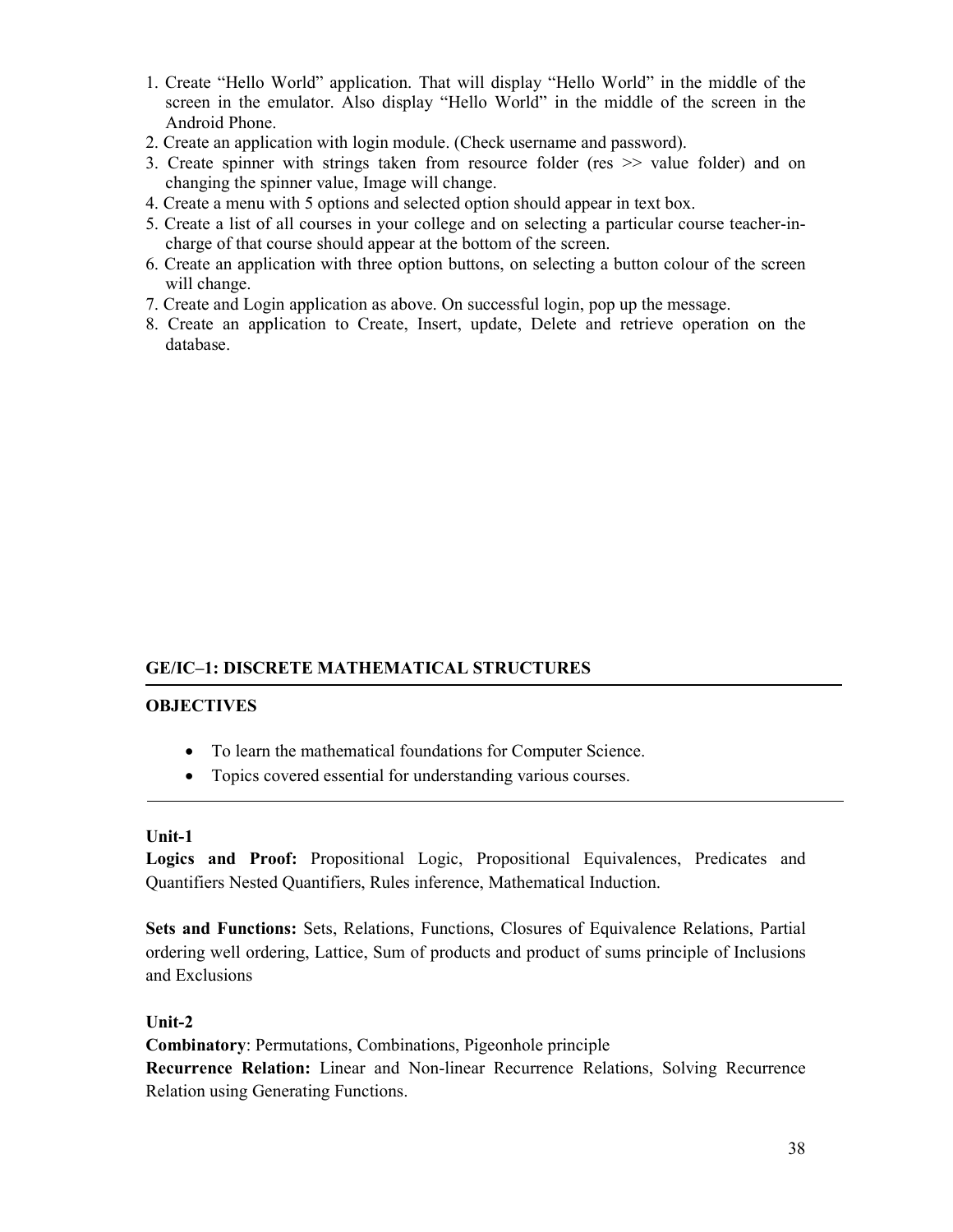1. Create "Hello World" application. That will display "Hello World" in the middle of the screen in the emulator. Also display "Hello World" in the middle of the screen in the Android Phone.
2. Create an application with login module. (Check username and password).
3. Create spinner with strings taken from resource folder (res >> value folder) and on changing the spinner value, Image will change.
4. Create a menu with 5 options and selected option should appear in text box.
5. Create a list of all courses in your college and on selecting a particular course teacher-in-charge of that course should appear at the bottom of the screen.
6. Create an application with three option buttons, on selecting a button colour of the screen will change.
7. Create and Login application as above. On successful login, pop up the message.
8. Create an application to Create, Insert, update, Delete and retrieve operation on the database.

## GE/IC–1: DISCRETE MATHEMATICAL STRUCTURES

---

**OBJECTIVES**

- To learn the mathematical foundations for Computer Science.
- Topics covered essential for understanding various courses.

---

**Unit-1**

**Logics and Proof:** Propositional Logic, Propositional Equivalences, Predicates and Quantifiers Nested Quantifiers, Rules inference, Mathematical Induction.

**Sets and Functions:** Sets, Relations, Functions, Closures of Equivalence Relations, Partial ordering well ordering, Lattice, Sum of products and product of sums principle of Inclusions and Exclusions

**Unit-2**

**Combinatory**: Permutations, Combinations, Pigeonhole principle

**Recurrence Relation:** Linear and Non-linear Recurrence Relations, Solving Recurrence Relation using Generating Functions.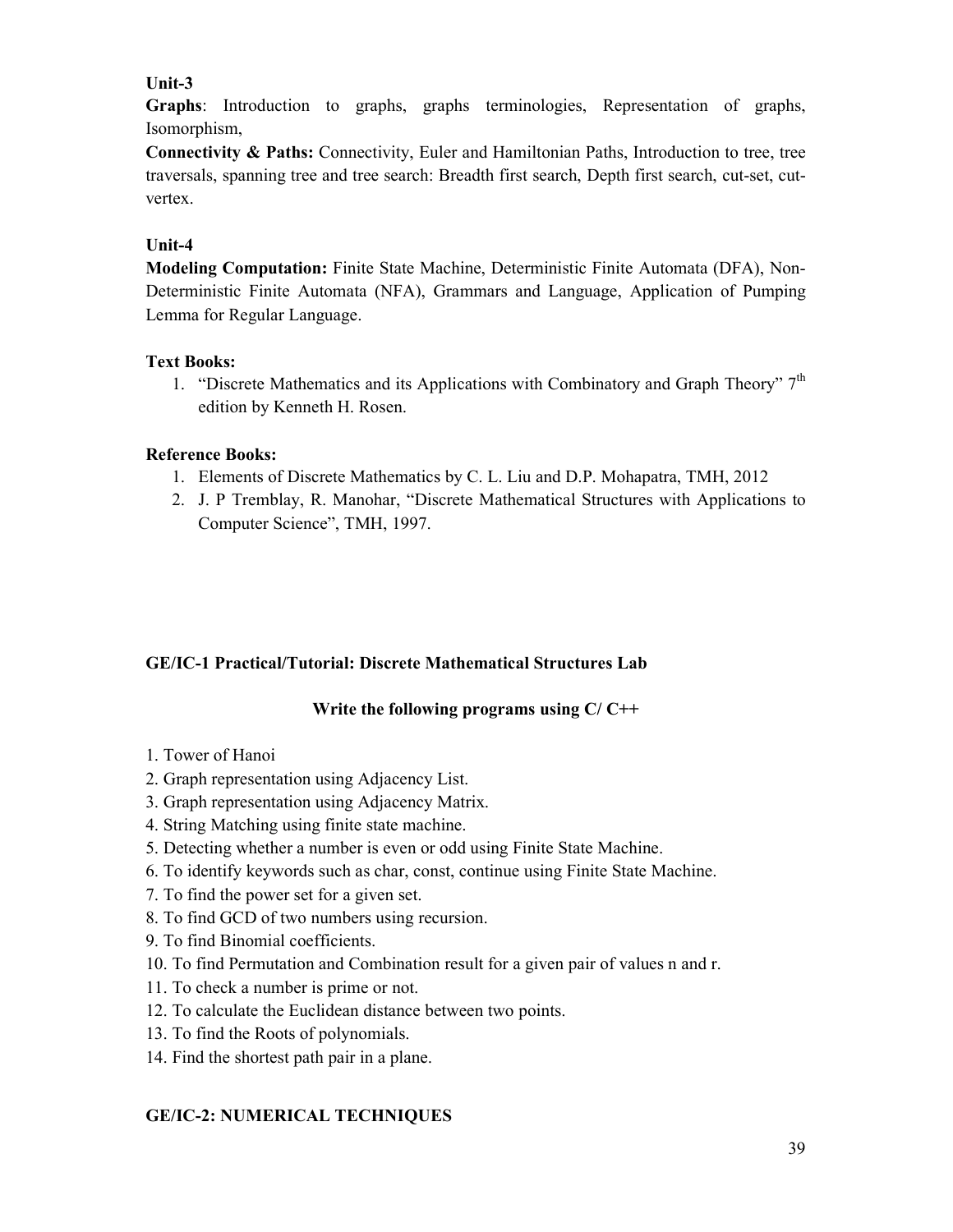**Unit-3**

**Graphs**: Introduction to graphs, graphs terminologies, Representation of graphs, Isomorphism,

**Connectivity & Paths:** Connectivity, Euler and Hamiltonian Paths, Introduction to tree, tree traversals, spanning tree and tree search: Breadth first search, Depth first search, cut-set, cut-vertex.

**Unit-4**

**Modeling Computation:** Finite State Machine, Deterministic Finite Automata (DFA), Non-Deterministic Finite Automata (NFA), Grammars and Language, Application of Pumping Lemma for Regular Language.

**Text Books:**

1. "Discrete Mathematics and its Applications with Combinatory and Graph Theory" 7th edition by Kenneth H. Rosen.

**Reference Books:**

1. Elements of Discrete Mathematics by C. L. Liu and D.P. Mohapatra, TMH, 2012
2. J. P Tremblay, R. Manohar, "Discrete Mathematical Structures with Applications to Computer Science", TMH, 1997.

**GE/IC-1 Practical/Tutorial: Discrete Mathematical Structures Lab**

**Write the following programs using C/ C++**

1. Tower of Hanoi
2. Graph representation using Adjacency List.
3. Graph representation using Adjacency Matrix.
4. String Matching using finite state machine.
5. Detecting whether a number is even or odd using Finite State Machine.
6. To identify keywords such as char, const, continue using Finite State Machine.
7. To find the power set for a given set.
8. To find GCD of two numbers using recursion.
9. To find Binomial coefficients.
10. To find Permutation and Combination result for a given pair of values n and r.
11. To check a number is prime or not.
12. To calculate the Euclidean distance between two points.
13. To find the Roots of polynomials.
14. Find the shortest path pair in a plane.

**GE/IC-2: NUMERICAL TECHNIQUES**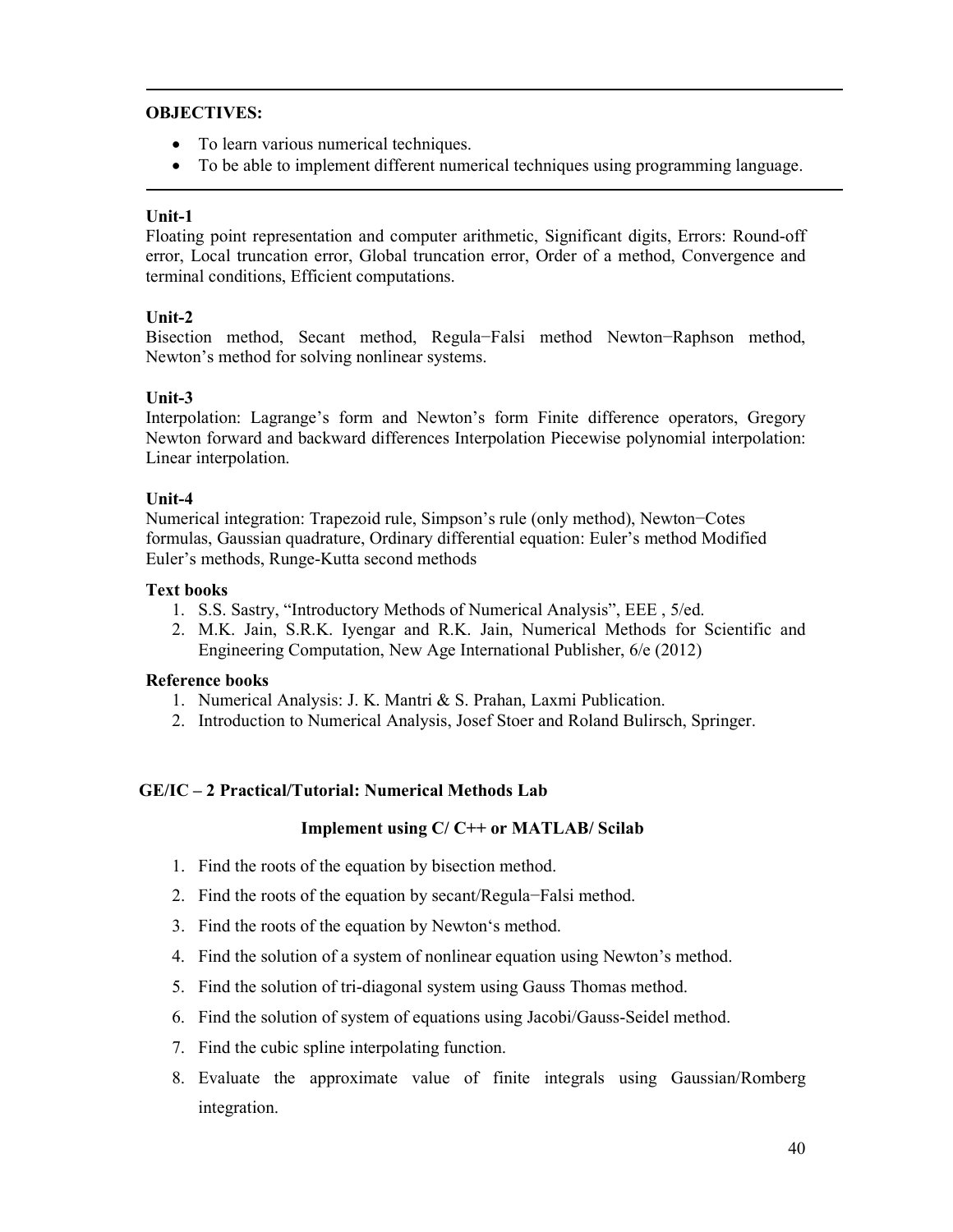---

**OBJECTIVES:**

- To learn various numerical techniques.
- To be able to implement different numerical techniques using programming language.

---

**Unit-1**

Floating point representation and computer arithmetic, Significant digits, Errors: Round-off error, Local truncation error, Global truncation error, Order of a method, Convergence and terminal conditions, Efficient computations.

**Unit-2**

Bisection method, Secant method, Regula−Falsi method Newton−Raphson method, Newton's method for solving nonlinear systems.

**Unit-3**

Interpolation: Lagrange's form and Newton's form Finite difference operators, Gregory Newton forward and backward differences Interpolation Piecewise polynomial interpolation: Linear interpolation.

**Unit-4**

Numerical integration: Trapezoid rule, Simpson's rule (only method), Newton−Cotes formulas, Gaussian quadrature, Ordinary differential equation: Euler's method Modified Euler's methods, Runge-Kutta second methods

**Text books**

1. S.S. Sastry, "Introductory Methods of Numerical Analysis", EEE , 5/ed.
2. M.K. Jain, S.R.K. Iyengar and R.K. Jain, Numerical Methods for Scientific and Engineering Computation, New Age International Publisher, 6/e (2012)

**Reference books**

1. Numerical Analysis: J. K. Mantri & S. Prahan, Laxmi Publication.
2. Introduction to Numerical Analysis, Josef Stoer and Roland Bulirsch, Springer.

**GE/IC – 2 Practical/Tutorial: Numerical Methods Lab**

**Implement using C/ C++ or MATLAB/ Scilab**

1. Find the roots of the equation by bisection method.
2. Find the roots of the equation by secant/Regula−Falsi method.
3. Find the roots of the equation by Newton's method.
4. Find the solution of a system of nonlinear equation using Newton's method.
5. Find the solution of tri-diagonal system using Gauss Thomas method.
6. Find the solution of system of equations using Jacobi/Gauss-Seidel method.
7. Find the cubic spline interpolating function.
8. Evaluate the approximate value of finite integrals using Gaussian/Romberg integration.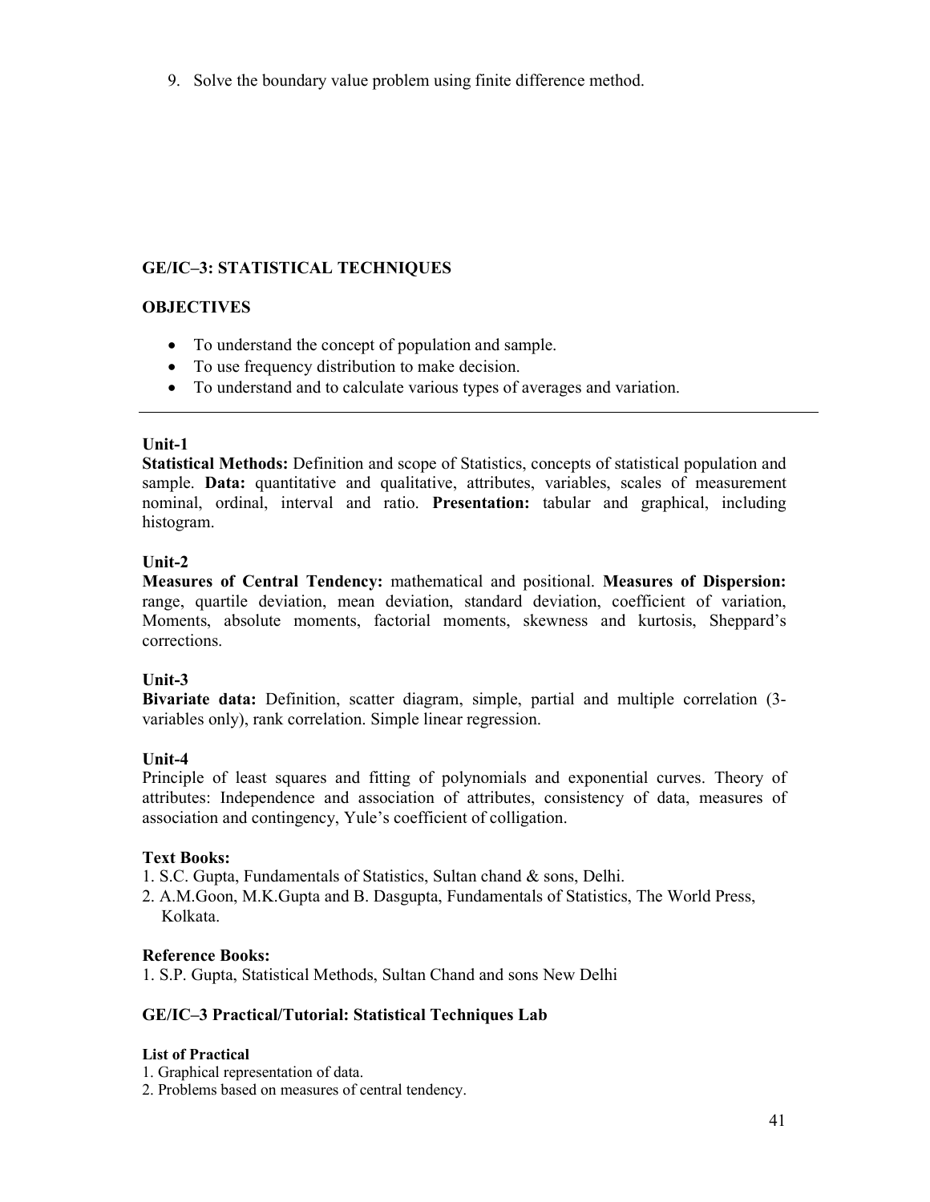9. Solve the boundary value problem using finite difference method.

## GE/IC–3: STATISTICAL TECHNIQUES

### OBJECTIVES

- To understand the concept of population and sample.
- To use frequency distribution to make decision.
- To understand and to calculate various types of averages and variation.

---

### Unit-1

**Statistical Methods:** Definition and scope of Statistics, concepts of statistical population and sample. **Data:** quantitative and qualitative, attributes, variables, scales of measurement nominal, ordinal, interval and ratio. **Presentation:** tabular and graphical, including histogram.

### Unit-2

**Measures of Central Tendency:** mathematical and positional. **Measures of Dispersion:** range, quartile deviation, mean deviation, standard deviation, coefficient of variation, Moments, absolute moments, factorial moments, skewness and kurtosis, Sheppard's corrections.

### Unit-3

**Bivariate data:** Definition, scatter diagram, simple, partial and multiple correlation (3-variables only), rank correlation. Simple linear regression.

### Unit-4

Principle of least squares and fitting of polynomials and exponential curves. Theory of attributes: Independence and association of attributes, consistency of data, measures of association and contingency, Yule's coefficient of colligation.

### Text Books:

1. S.C. Gupta, Fundamentals of Statistics, Sultan chand & sons, Delhi.
2. A.M.Goon, M.K.Gupta and B. Dasgupta, Fundamentals of Statistics, The World Press, Kolkata.

### Reference Books:

1. S.P. Gupta, Statistical Methods, Sultan Chand and sons New Delhi

### GE/IC–3 Practical/Tutorial: Statistical Techniques Lab

**List of Practical**

1. Graphical representation of data.
2. Problems based on measures of central tendency.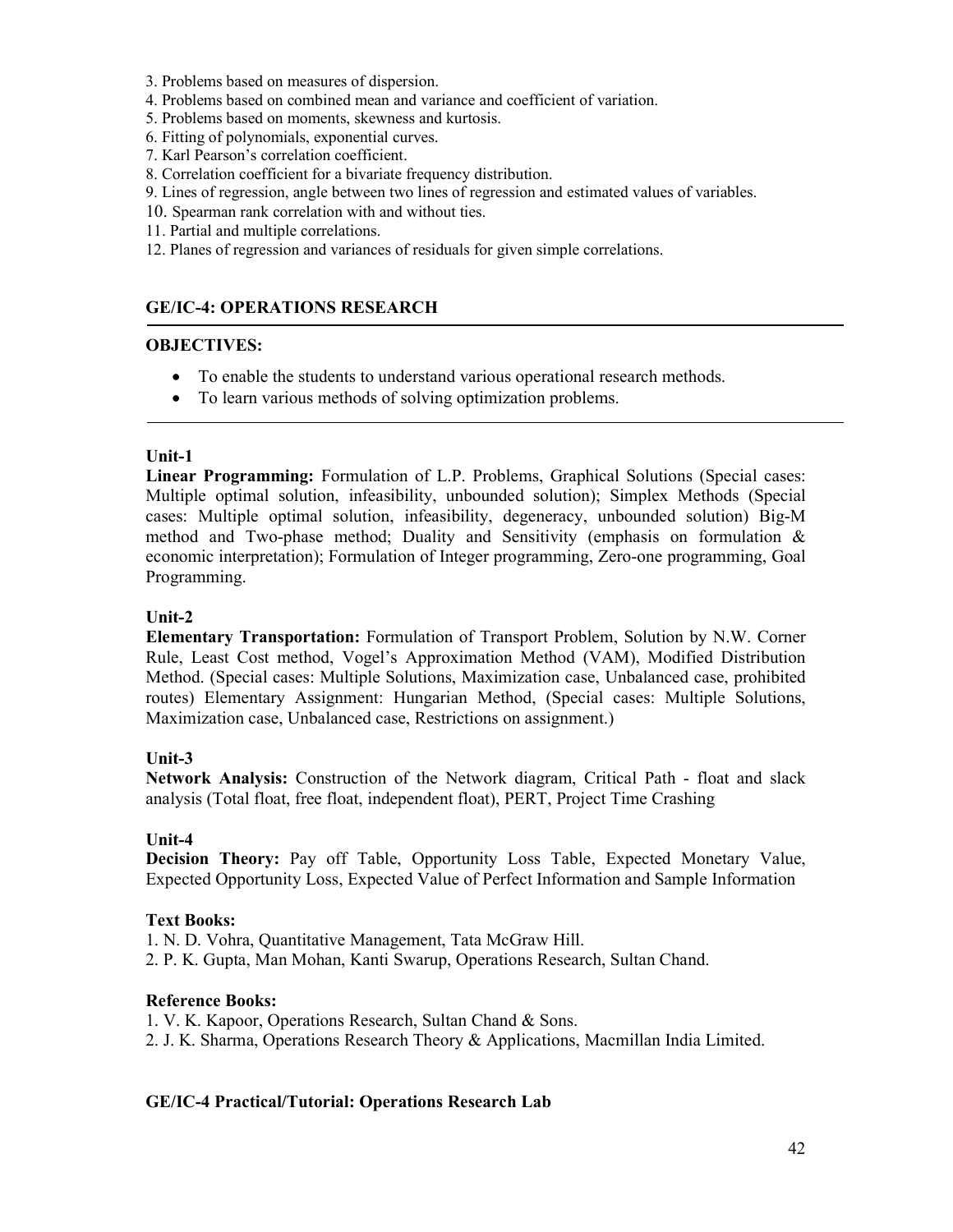3. Problems based on measures of dispersion.
4. Problems based on combined mean and variance and coefficient of variation.
5. Problems based on moments, skewness and kurtosis.
6. Fitting of polynomials, exponential curves.
7. Karl Pearson's correlation coefficient.
8. Correlation coefficient for a bivariate frequency distribution.
9. Lines of regression, angle between two lines of regression and estimated values of variables.
10. Spearman rank correlation with and without ties.
11. Partial and multiple correlations.
12. Planes of regression and variances of residuals for given simple correlations.

## GE/IC-4: OPERATIONS RESEARCH

**OBJECTIVES:**

- To enable the students to understand various operational research methods.
- To learn various methods of solving optimization problems.

### Unit-1

**Linear Programming:** Formulation of L.P. Problems, Graphical Solutions (Special cases: Multiple optimal solution, infeasibility, unbounded solution); Simplex Methods (Special cases: Multiple optimal solution, infeasibility, degeneracy, unbounded solution) Big-M method and Two-phase method; Duality and Sensitivity (emphasis on formulation & economic interpretation); Formulation of Integer programming, Zero-one programming, Goal Programming.

### Unit-2

**Elementary Transportation:** Formulation of Transport Problem, Solution by N.W. Corner Rule, Least Cost method, Vogel's Approximation Method (VAM), Modified Distribution Method. (Special cases: Multiple Solutions, Maximization case, Unbalanced case, prohibited routes) Elementary Assignment: Hungarian Method, (Special cases: Multiple Solutions, Maximization case, Unbalanced case, Restrictions on assignment.)

### Unit-3

**Network Analysis:** Construction of the Network diagram, Critical Path - float and slack analysis (Total float, free float, independent float), PERT, Project Time Crashing

### Unit-4

**Decision Theory:** Pay off Table, Opportunity Loss Table, Expected Monetary Value, Expected Opportunity Loss, Expected Value of Perfect Information and Sample Information

**Text Books:**

1. N. D. Vohra, Quantitative Management, Tata McGraw Hill.
2. P. K. Gupta, Man Mohan, Kanti Swarup, Operations Research, Sultan Chand.

**Reference Books:**

1. V. K. Kapoor, Operations Research, Sultan Chand & Sons.
2. J. K. Sharma, Operations Research Theory & Applications, Macmillan India Limited.

## GE/IC-4 Practical/Tutorial: Operations Research Lab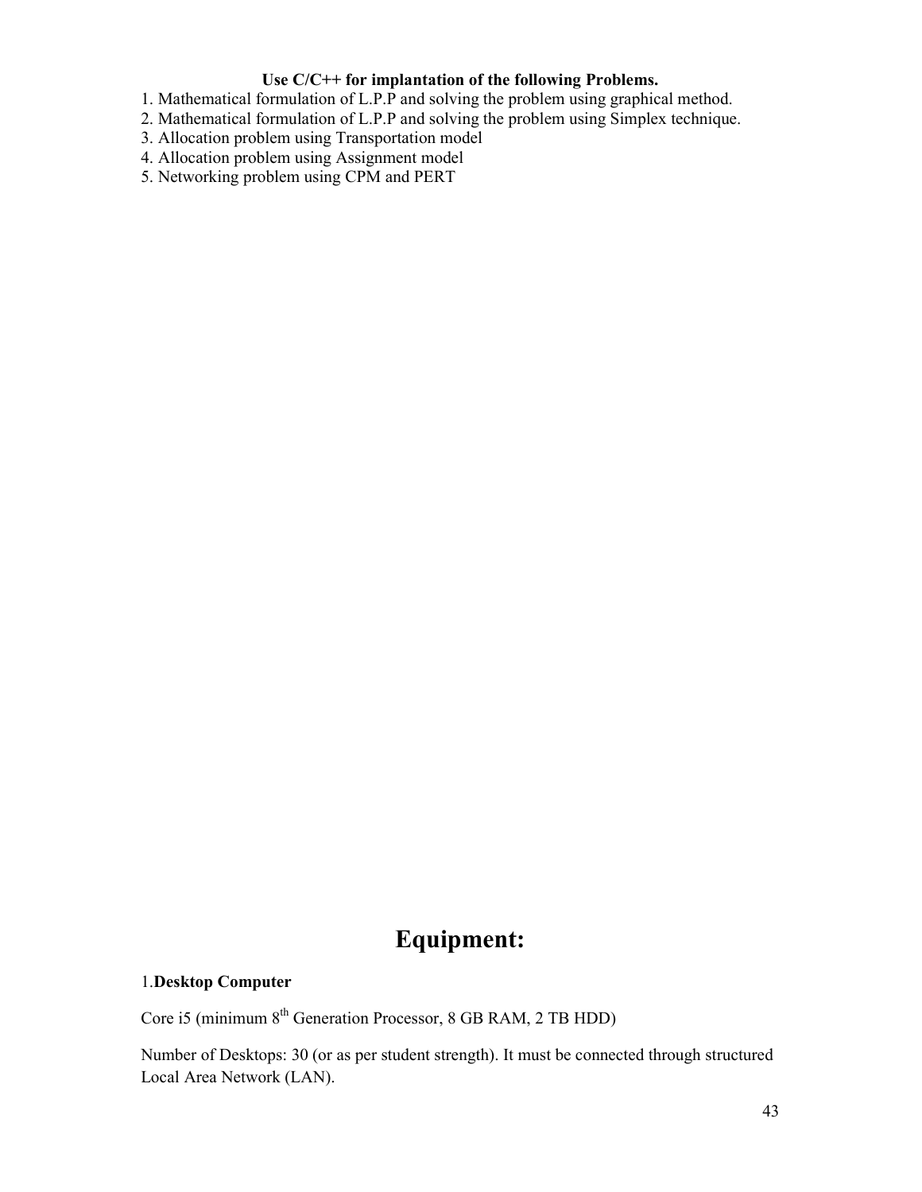**Use C/C++ for implantation of the following Problems.**

1. Mathematical formulation of L.P.P and solving the problem using graphical method.
2. Mathematical formulation of L.P.P and solving the problem using Simplex technique.
3. Allocation problem using Transportation model
4. Allocation problem using Assignment model
5. Networking problem using CPM and PERT

# Equipment:

1.**Desktop Computer**

Core i5 (minimum $8^{th}$ Generation Processor, 8 GB RAM, 2 TB HDD)

Number of Desktops: 30 (or as per student strength). It must be connected through structured Local Area Network (LAN).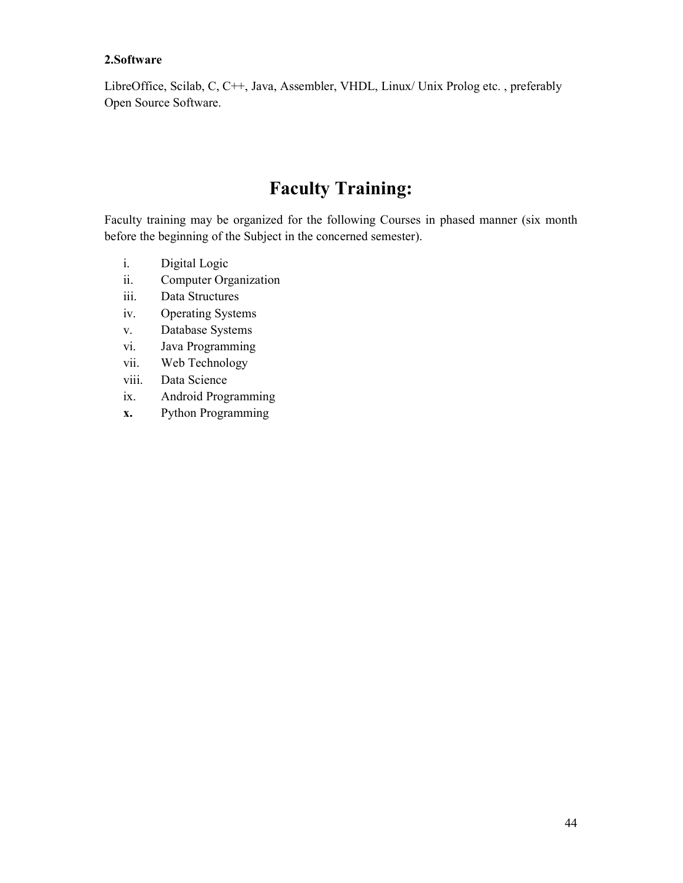**2.Software**

LibreOffice, Scilab, C, C++, Java, Assembler, VHDL, Linux/ Unix Prolog etc. , preferably Open Source Software.

# Faculty Training:

Faculty training may be organized for the following Courses in phased manner (six month before the beginning of the Subject in the concerned semester).

- i. Digital Logic
- ii. Computer Organization
- iii. Data Structures
- iv. Operating Systems
- v. Database Systems
- vi. Java Programming
- vii. Web Technology
- viii. Data Science
- ix. Android Programming
- **x.** Python Programming